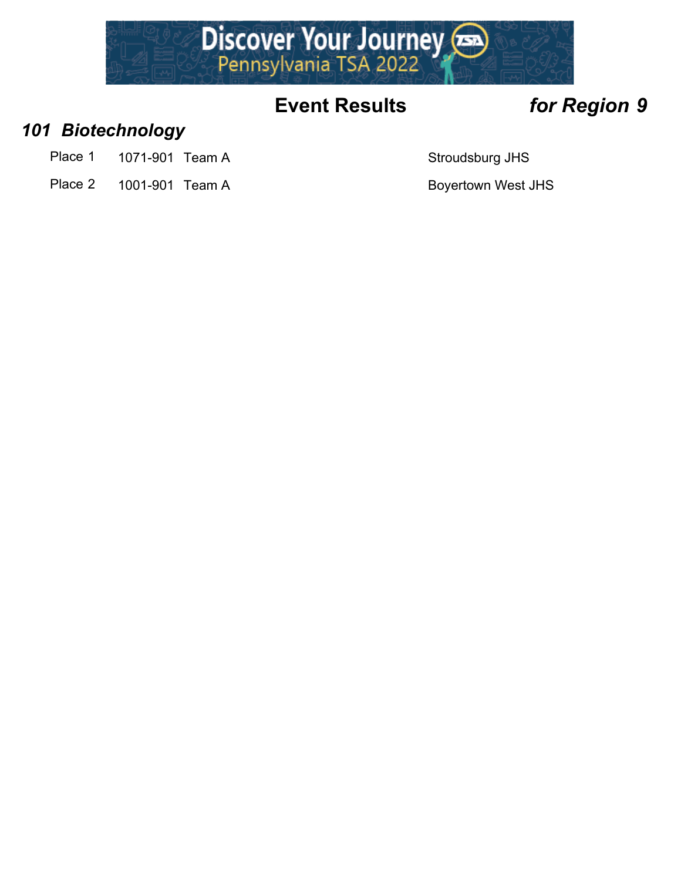# Event Results *for Region 9*

## *101 Biotechnology*

| Place | ID | Team | School |
|---|---|---|---|
| Place 1 | 1071-901 | Team A | Stroudsburg JHS |
| Place 2 | 1001-901 | Team A | Boyertown West JHS |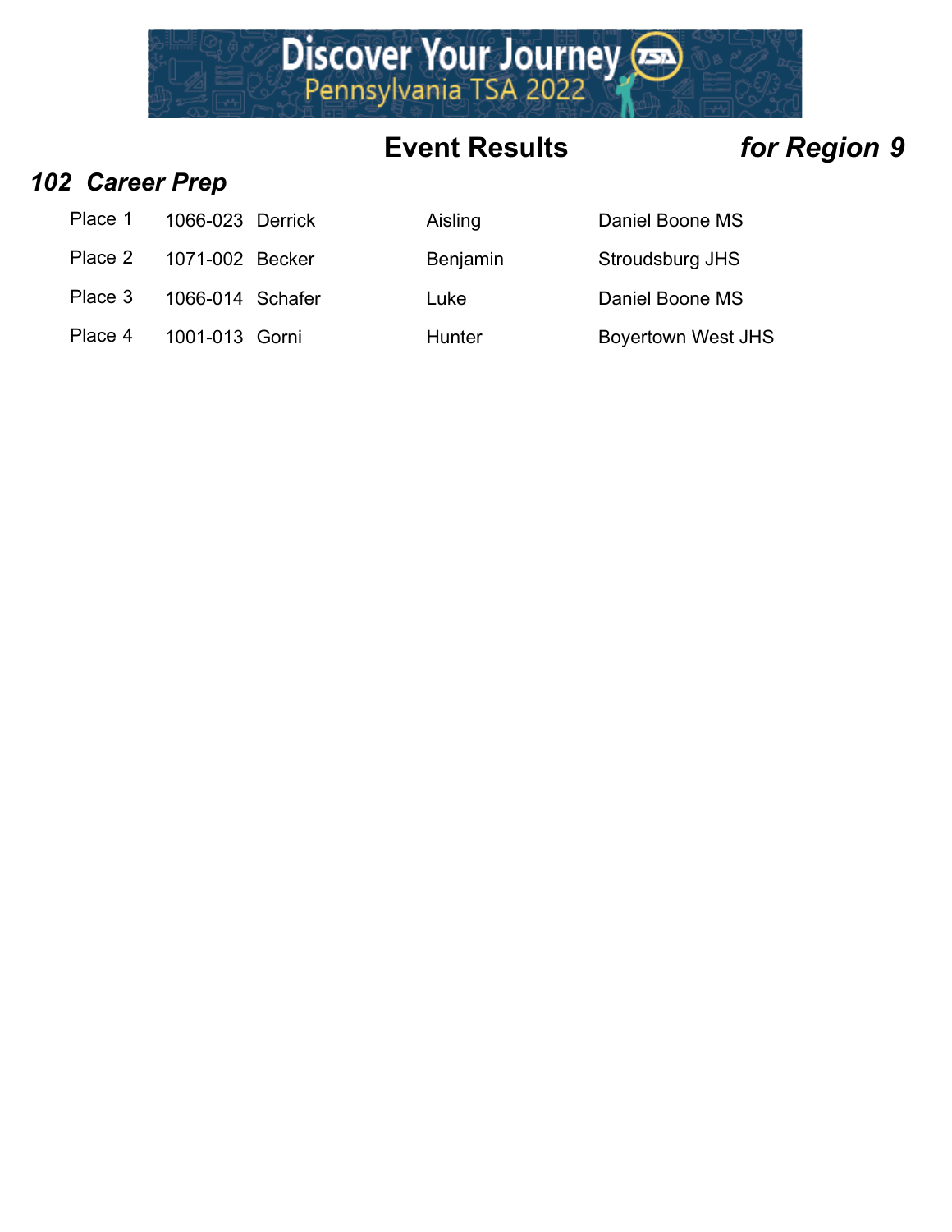## Event Results *for Region 9*

### *102 Career Prep*

| Place | ID | Last Name | First Name | School |
|---|---|---|---|---|
| Place 1 | 1066-023 | Derrick | Aisling | Daniel Boone MS |
| Place 2 | 1071-002 | Becker | Benjamin | Stroudsburg JHS |
| Place 3 | 1066-014 | Schafer | Luke | Daniel Boone MS |
| Place 4 | 1001-013 | Gorni | Hunter | Boyertown West JHS |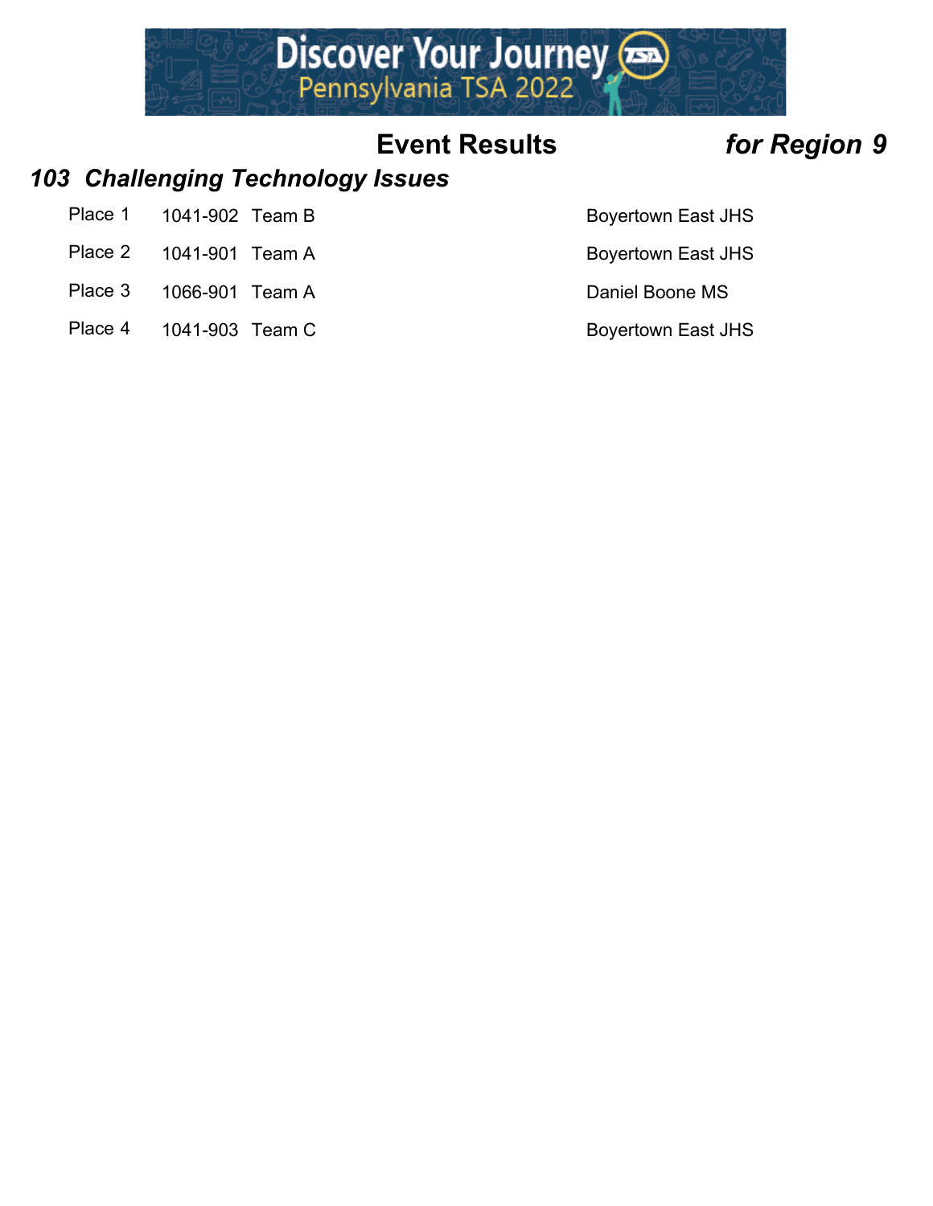# Event Results *for Region 9*

## *103 Challenging Technology Issues*

| Place | ID | Team | School |
| --- | --- | --- | --- |
| Place 1 | 1041-902 | Team B | Boyertown East JHS |
| Place 2 | 1041-901 | Team A | Boyertown East JHS |
| Place 3 | 1066-901 | Team A | Daniel Boone MS |
| Place 4 | 1041-903 | Team C | Boyertown East JHS |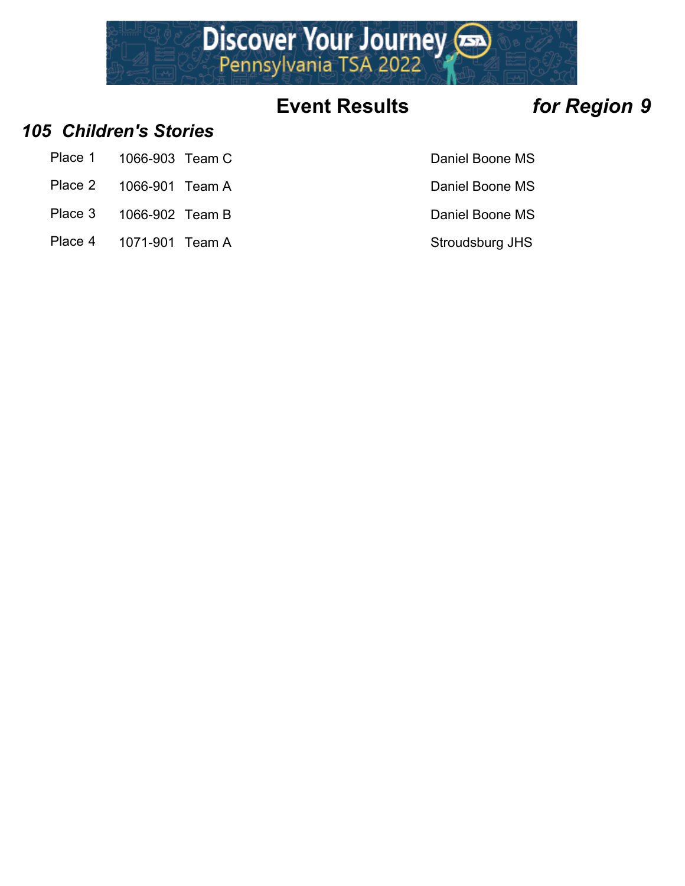## Event Results *for Region 9*

### *105 Children's Stories*

| Place | ID | Team | School |
|---|---|---|---|
| Place 1 | 1066-903 | Team C | Daniel Boone MS |
| Place 2 | 1066-901 | Team A | Daniel Boone MS |
| Place 3 | 1066-902 | Team B | Daniel Boone MS |
| Place 4 | 1071-901 | Team A | Stroudsburg JHS |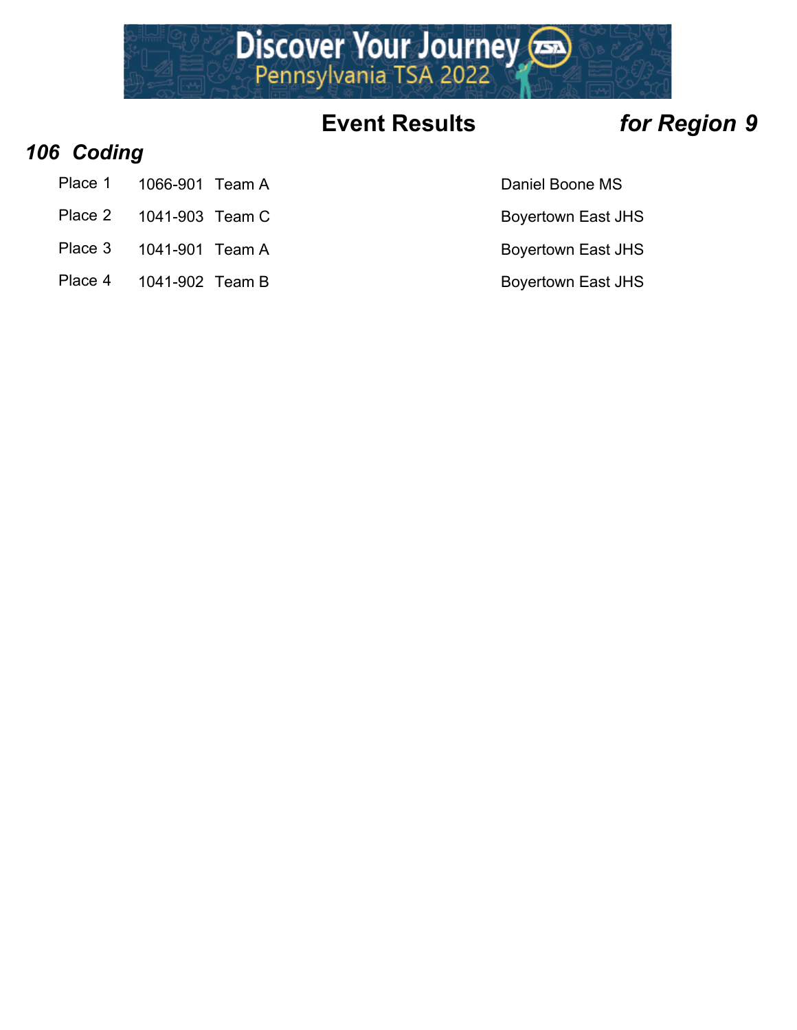## Event Results *for Region 9*

### *106 Coding*

| Place | ID | Team | School |
|---|---|---|---|
| Place 1 | 1066-901 | Team A | Daniel Boone MS |
| Place 2 | 1041-903 | Team C | Boyertown East JHS |
| Place 3 | 1041-901 | Team A | Boyertown East JHS |
| Place 4 | 1041-902 | Team B | Boyertown East JHS |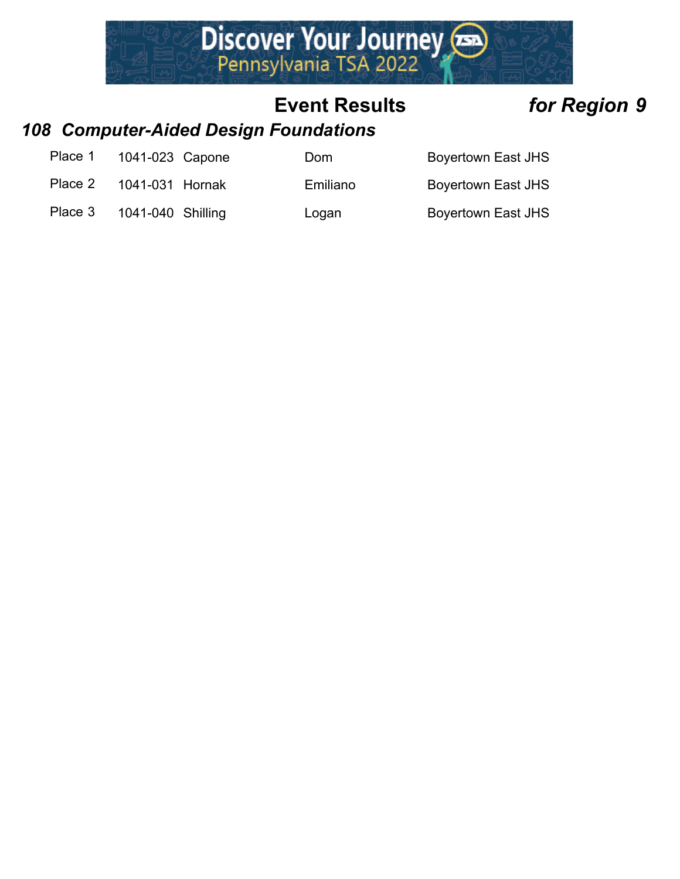## Event Results *for Region 9*

### *108 Computer-Aided Design Foundations*

| | | | | |
|---|---|---|---|---|
| Place 1 | 1041-023 | Capone | Dom | Boyertown East JHS |
| Place 2 | 1041-031 | Hornak | Emiliano | Boyertown East JHS |
| Place 3 | 1041-040 | Shilling | Logan | Boyertown East JHS |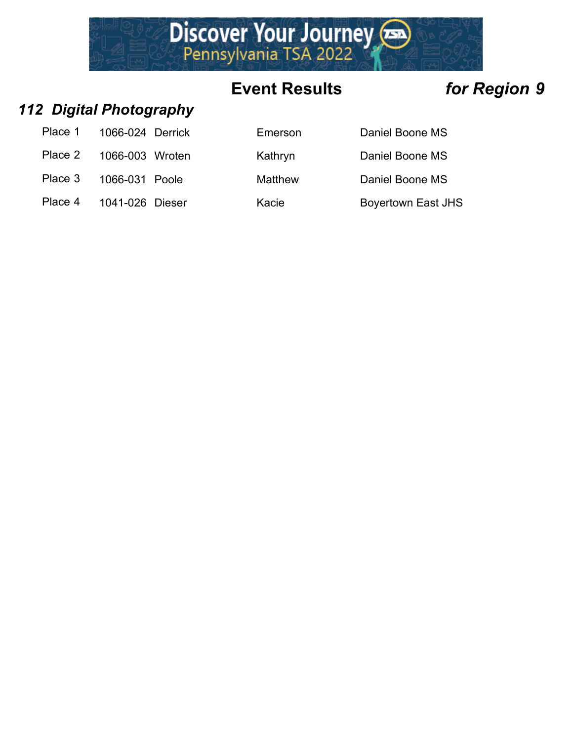## Event Results *for Region 9*

### *112 Digital Photography*

| Place | ID | Last Name | First Name | School |
|---|---|---|---|---|
| Place 1 | 1066-024 | Derrick | Emerson | Daniel Boone MS |
| Place 2 | 1066-003 | Wroten | Kathryn | Daniel Boone MS |
| Place 3 | 1066-031 | Poole | Matthew | Daniel Boone MS |
| Place 4 | 1041-026 | Dieser | Kacie | Boyertown East JHS |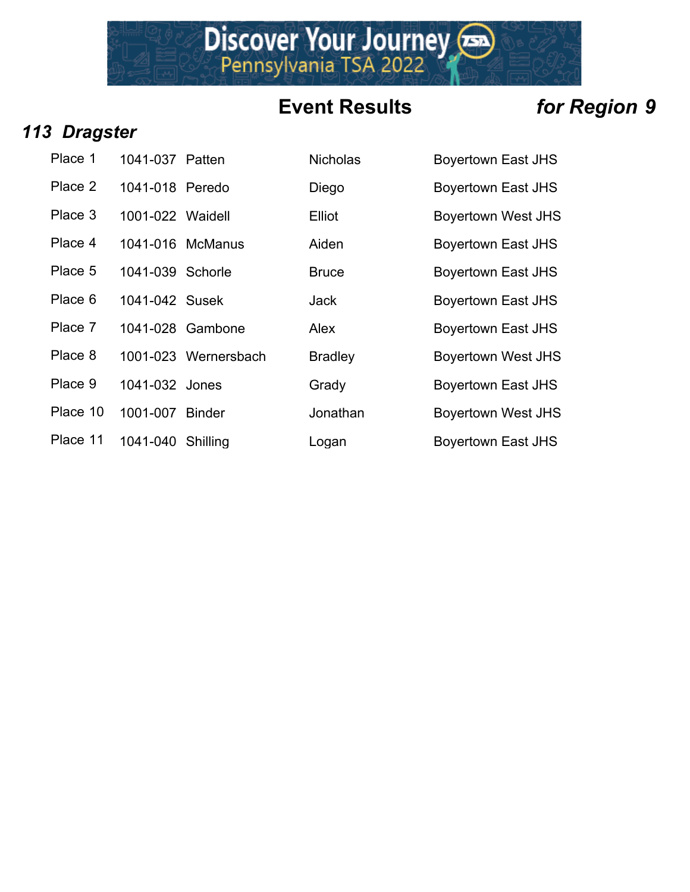## Event Results *for Region 9*

### *113 Dragster*

| Place | ID | Last Name | First Name | School |
|---|---|---|---|---|
| Place 1 | 1041-037 | Patten | Nicholas | Boyertown East JHS |
| Place 2 | 1041-018 | Peredo | Diego | Boyertown East JHS |
| Place 3 | 1001-022 | Waidell | Elliot | Boyertown West JHS |
| Place 4 | 1041-016 | McManus | Aiden | Boyertown East JHS |
| Place 5 | 1041-039 | Schorle | Bruce | Boyertown East JHS |
| Place 6 | 1041-042 | Susek | Jack | Boyertown East JHS |
| Place 7 | 1041-028 | Gambone | Alex | Boyertown East JHS |
| Place 8 | 1001-023 | Wernersbach | Bradley | Boyertown West JHS |
| Place 9 | 1041-032 | Jones | Grady | Boyertown East JHS |
| Place 10 | 1001-007 | Binder | Jonathan | Boyertown West JHS |
| Place 11 | 1041-040 | Shilling | Logan | Boyertown East JHS |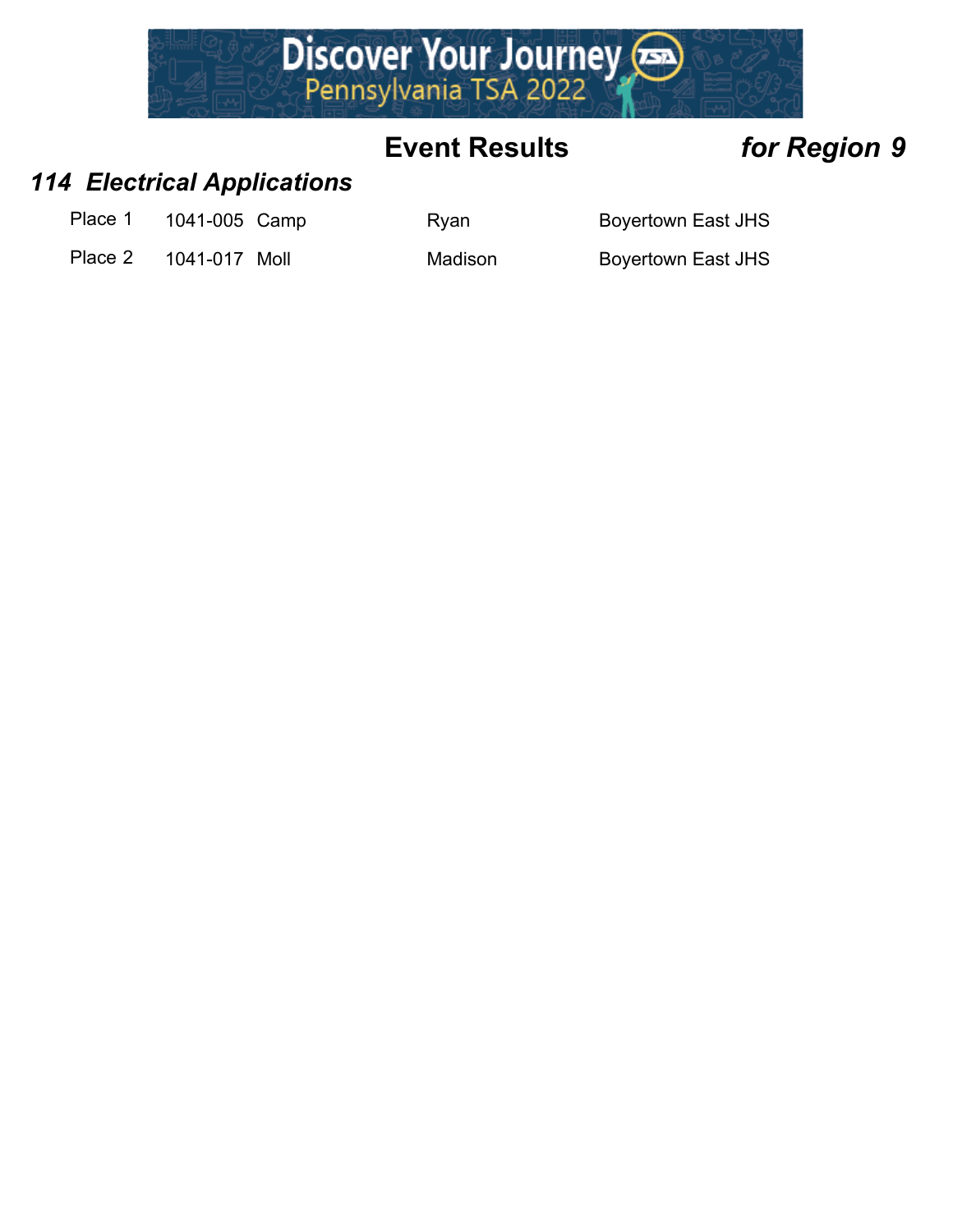Discover Your Journey
Pennsylvania TSA 2022

## Event Results *for Region 9*

### *114 Electrical Applications*

| Place | ID | Last Name | First Name | School |
|---|---|---|---|---|
| Place 1 | 1041-005 | Camp | Ryan | Boyertown East JHS |
| Place 2 | 1041-017 | Moll | Madison | Boyertown East JHS |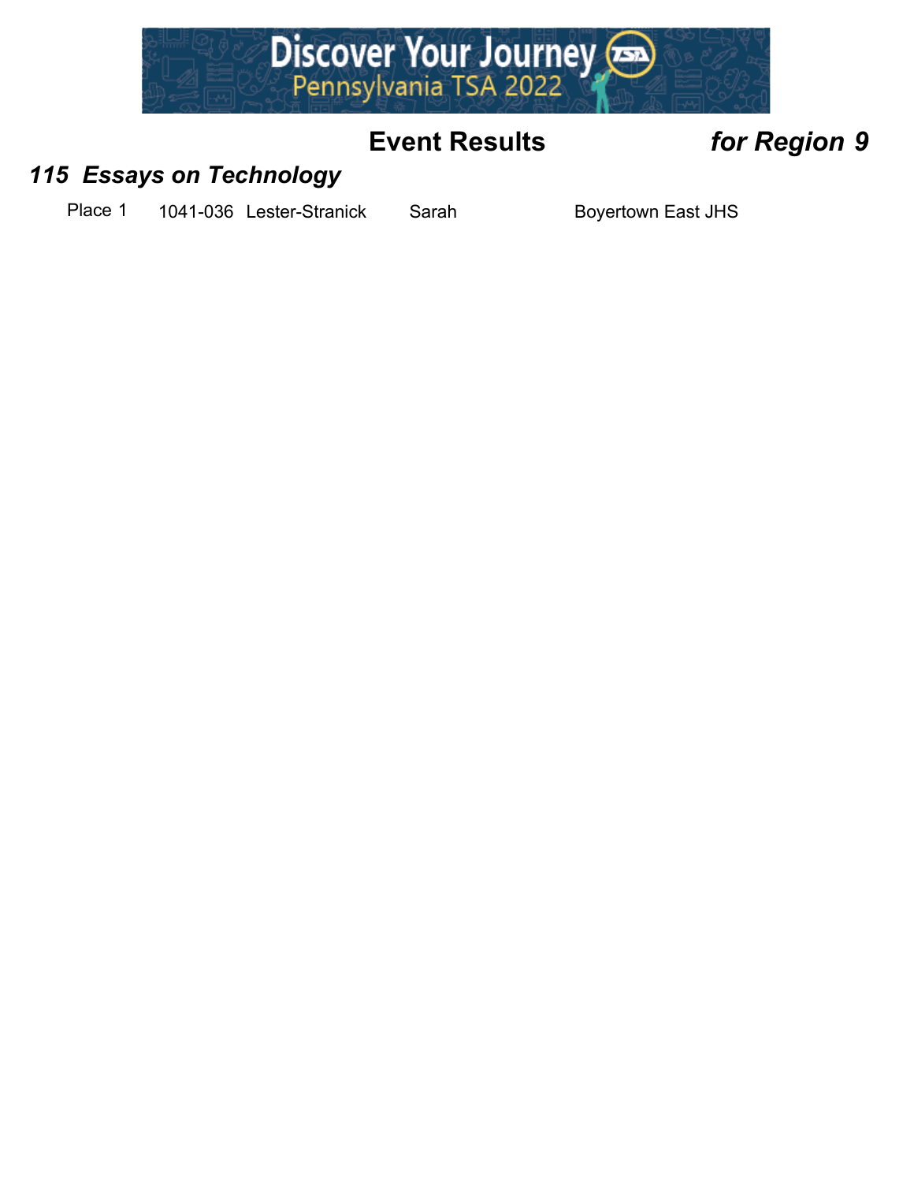**Event Results** ***for Region 9***

## *115 Essays on Technology*

| | | | | |
|---|---|---|---|---|
| Place 1 | 1041-036 | Lester-Stranick | Sarah | Boyertown East JHS |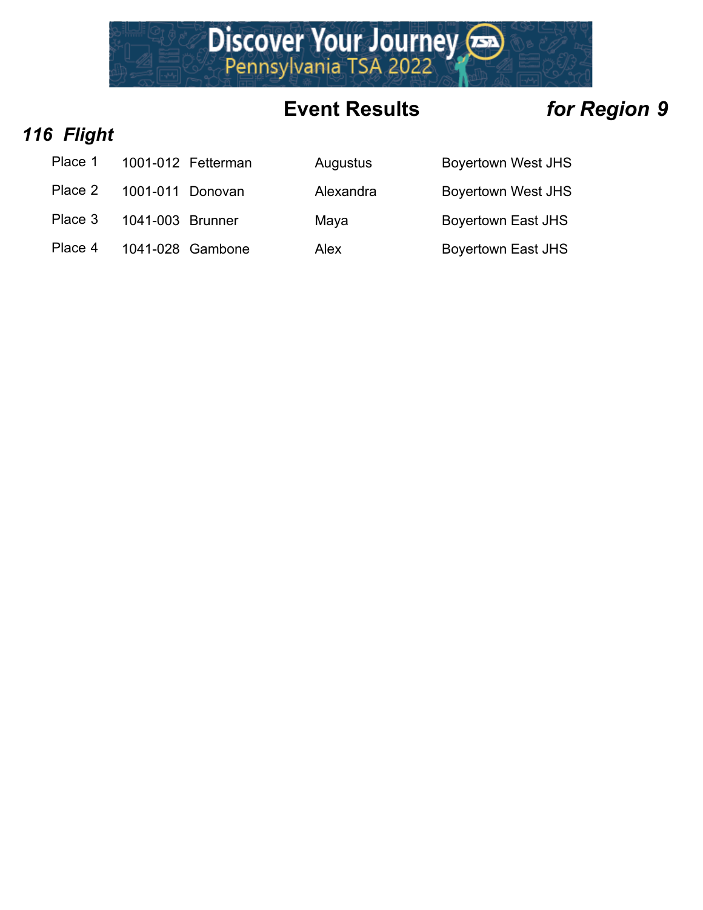# Event Results *for Region 9*

### *116 Flight*

| Place | ID | Last Name | First Name | School |
|---|---|---|---|---|
| Place 1 | 1001-012 | Fetterman | Augustus | Boyertown West JHS |
| Place 2 | 1001-011 | Donovan | Alexandra | Boyertown West JHS |
| Place 3 | 1041-003 | Brunner | Maya | Boyertown East JHS |
| Place 4 | 1041-028 | Gambone | Alex | Boyertown East JHS |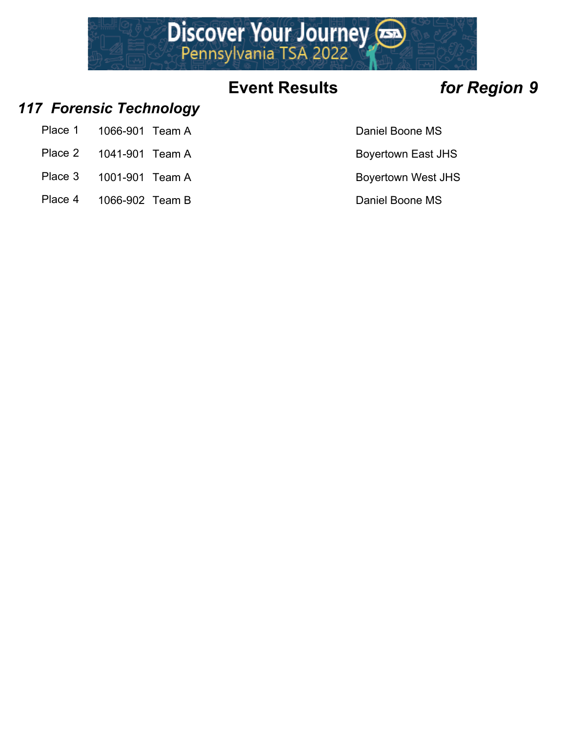**Event Results** ***for Region 9***

### *117 Forensic Technology*

| | | | |
|---|---|---|---|
| Place 1 | 1066-901 | Team A | Daniel Boone MS |
| Place 2 | 1041-901 | Team A | Boyertown East JHS |
| Place 3 | 1001-901 | Team A | Boyertown West JHS |
| Place 4 | 1066-902 | Team B | Daniel Boone MS |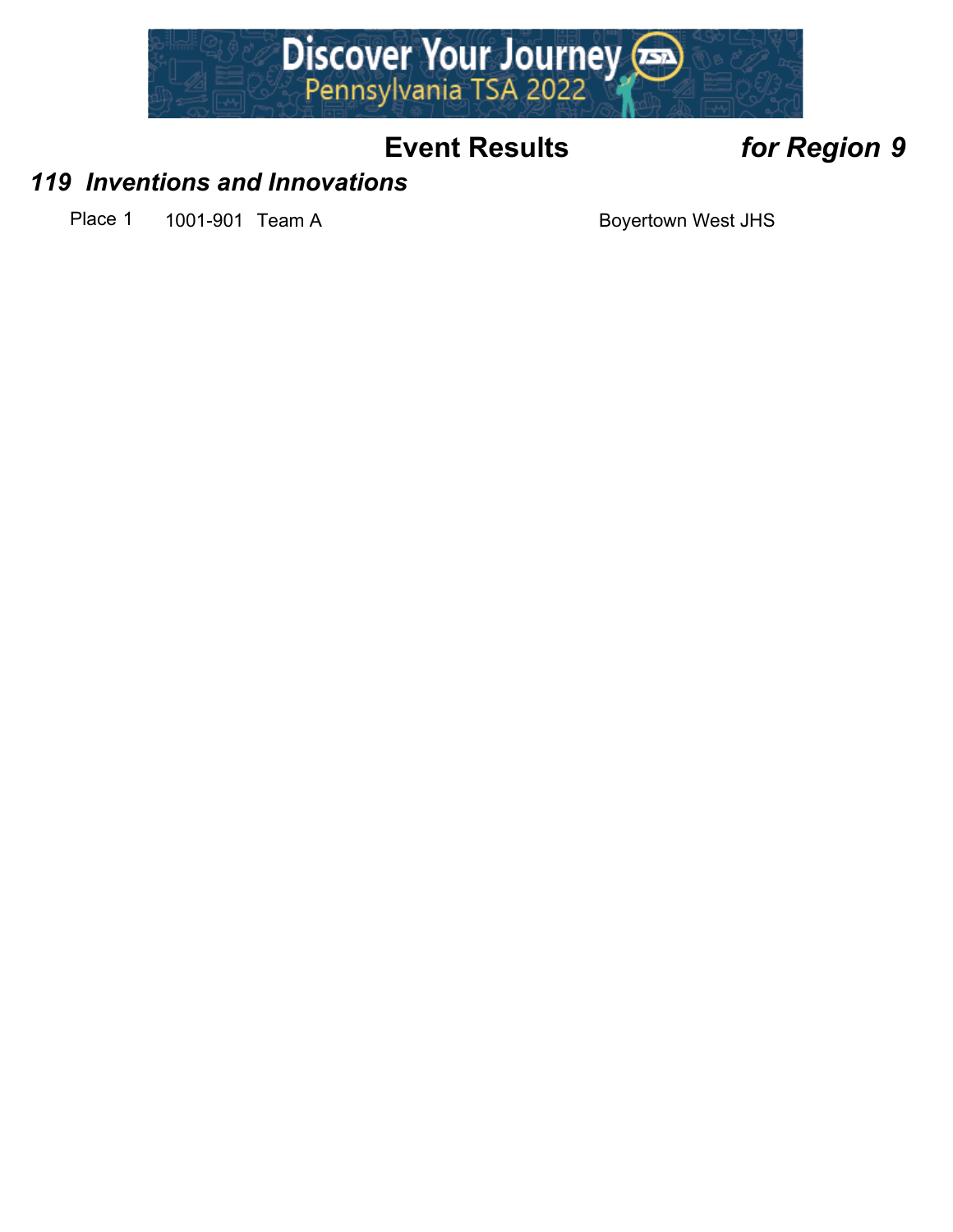## Event Results *for Region 9*

### *119 Inventions and Innovations*

| Place | ID | Team | School |
|---|---|---|---|
| Place 1 | 1001-901 | Team A | Boyertown West JHS |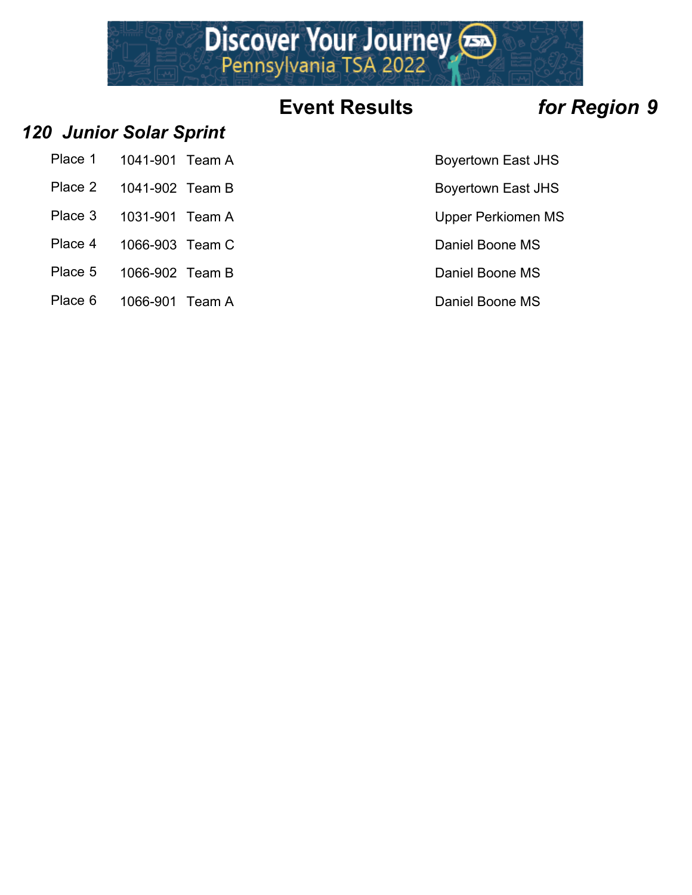# Event Results *for Region 9*

## *120 Junior Solar Sprint*

| | | | |
|---|---|---|---|
| Place 1 | 1041-901 | Team A | Boyertown East JHS |
| Place 2 | 1041-902 | Team B | Boyertown East JHS |
| Place 3 | 1031-901 | Team A | Upper Perkiomen MS |
| Place 4 | 1066-903 | Team C | Daniel Boone MS |
| Place 5 | 1066-902 | Team B | Daniel Boone MS |
| Place 6 | 1066-901 | Team A | Daniel Boone MS |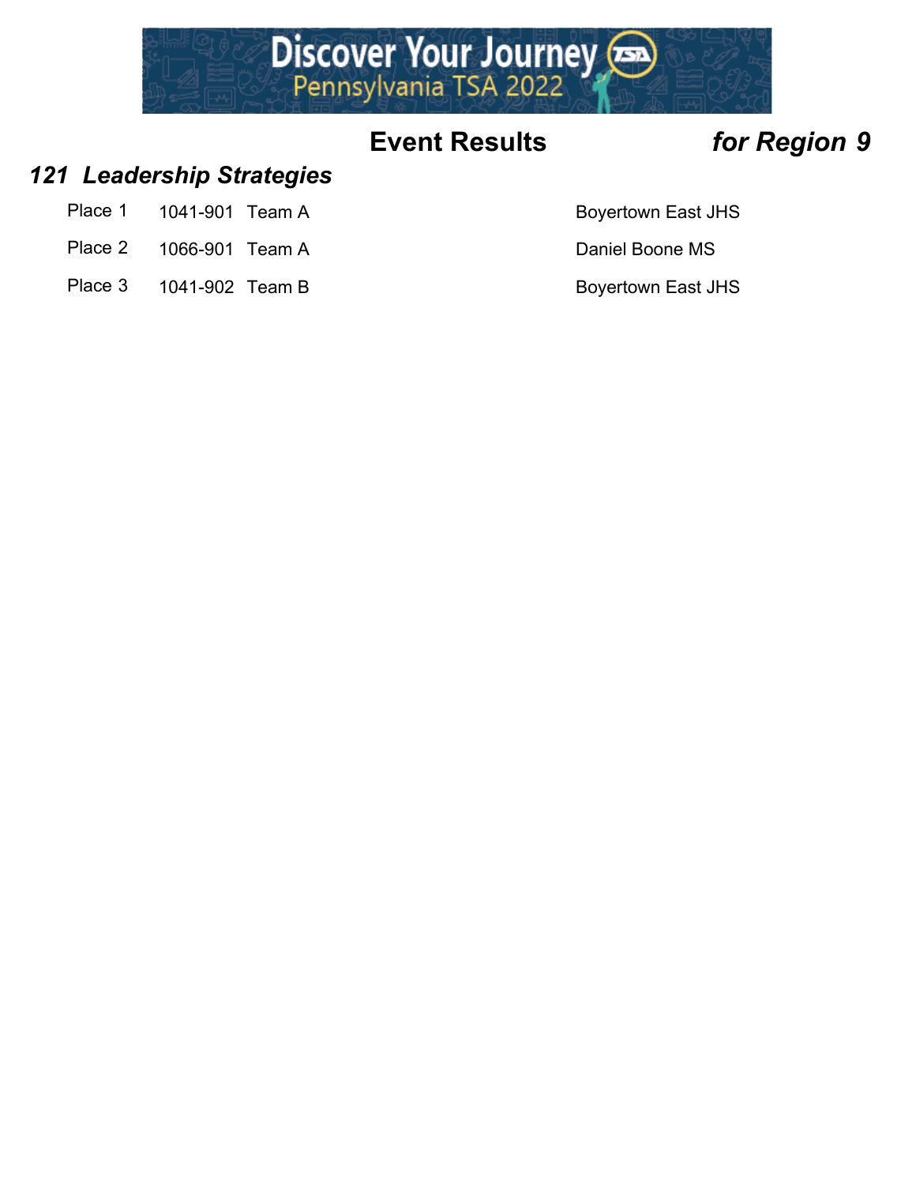## Event Results *for Region 9*

### *121 Leadership Strategies*

| Place | ID | Team | School |
| --- | --- | --- | --- |
| Place 1 | 1041-901 | Team A | Boyertown East JHS |
| Place 2 | 1066-901 | Team A | Daniel Boone MS |
| Place 3 | 1041-902 | Team B | Boyertown East JHS |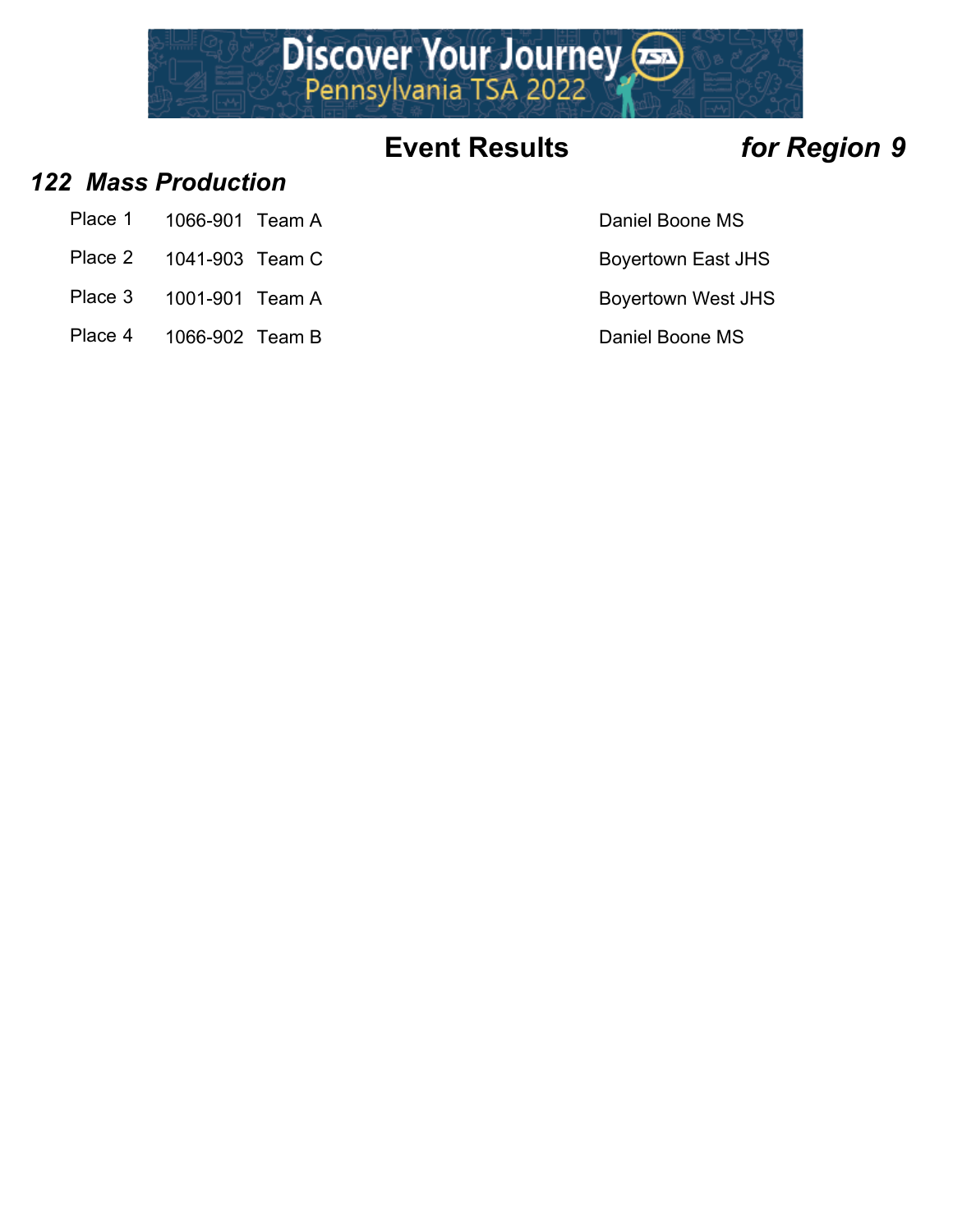## Event Results *for Region 9*

### *122 Mass Production*

| Place | ID | Team | School |
|---|---|---|---|
| Place 1 | 1066-901 | Team A | Daniel Boone MS |
| Place 2 | 1041-903 | Team C | Boyertown East JHS |
| Place 3 | 1001-901 | Team A | Boyertown West JHS |
| Place 4 | 1066-902 | Team B | Daniel Boone MS |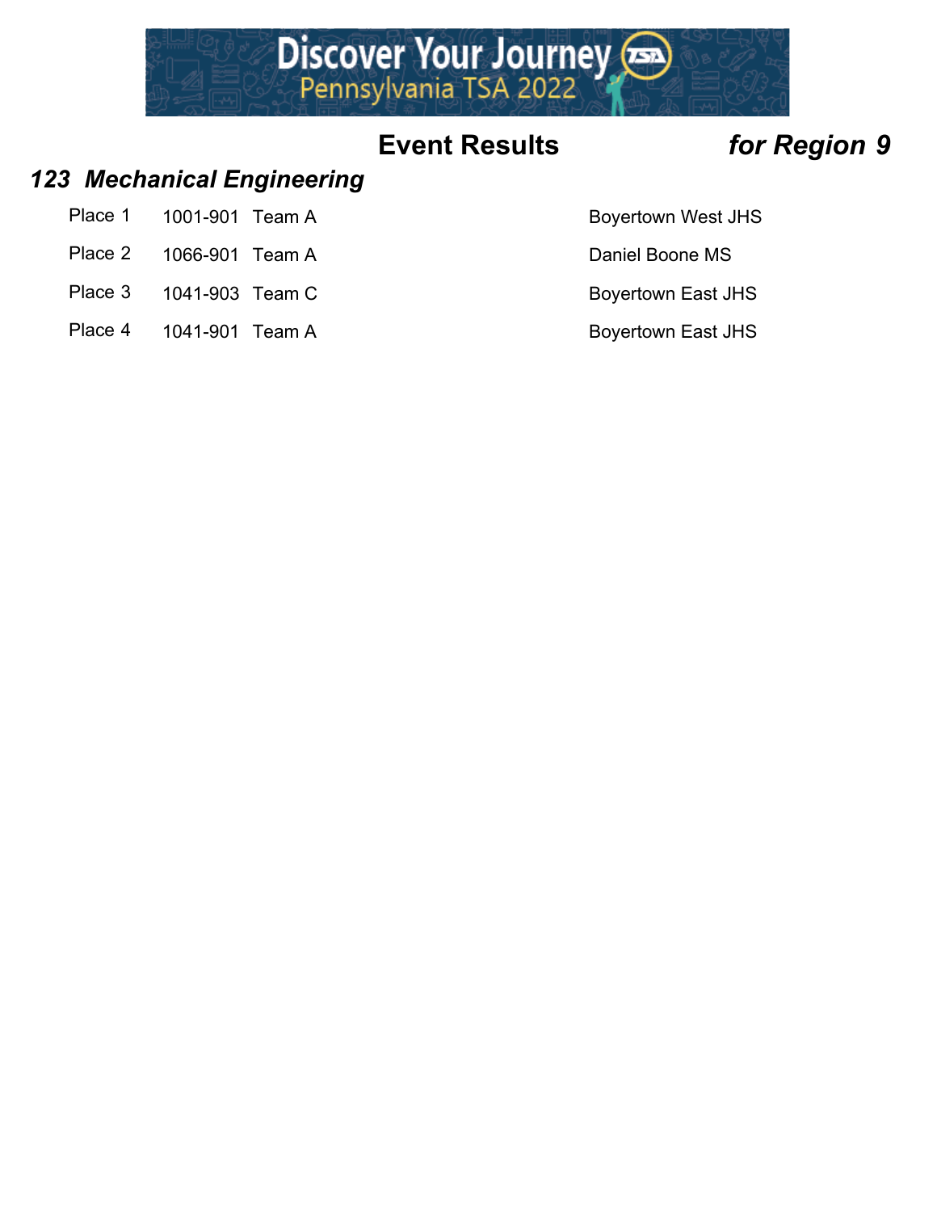## Event Results *for Region 9*

### *123 Mechanical Engineering*

| Place | ID | Team | School |
|---|---|---|---|
| Place 1 | 1001-901 | Team A | Boyertown West JHS |
| Place 2 | 1066-901 | Team A | Daniel Boone MS |
| Place 3 | 1041-903 | Team C | Boyertown East JHS |
| Place 4 | 1041-901 | Team A | Boyertown East JHS |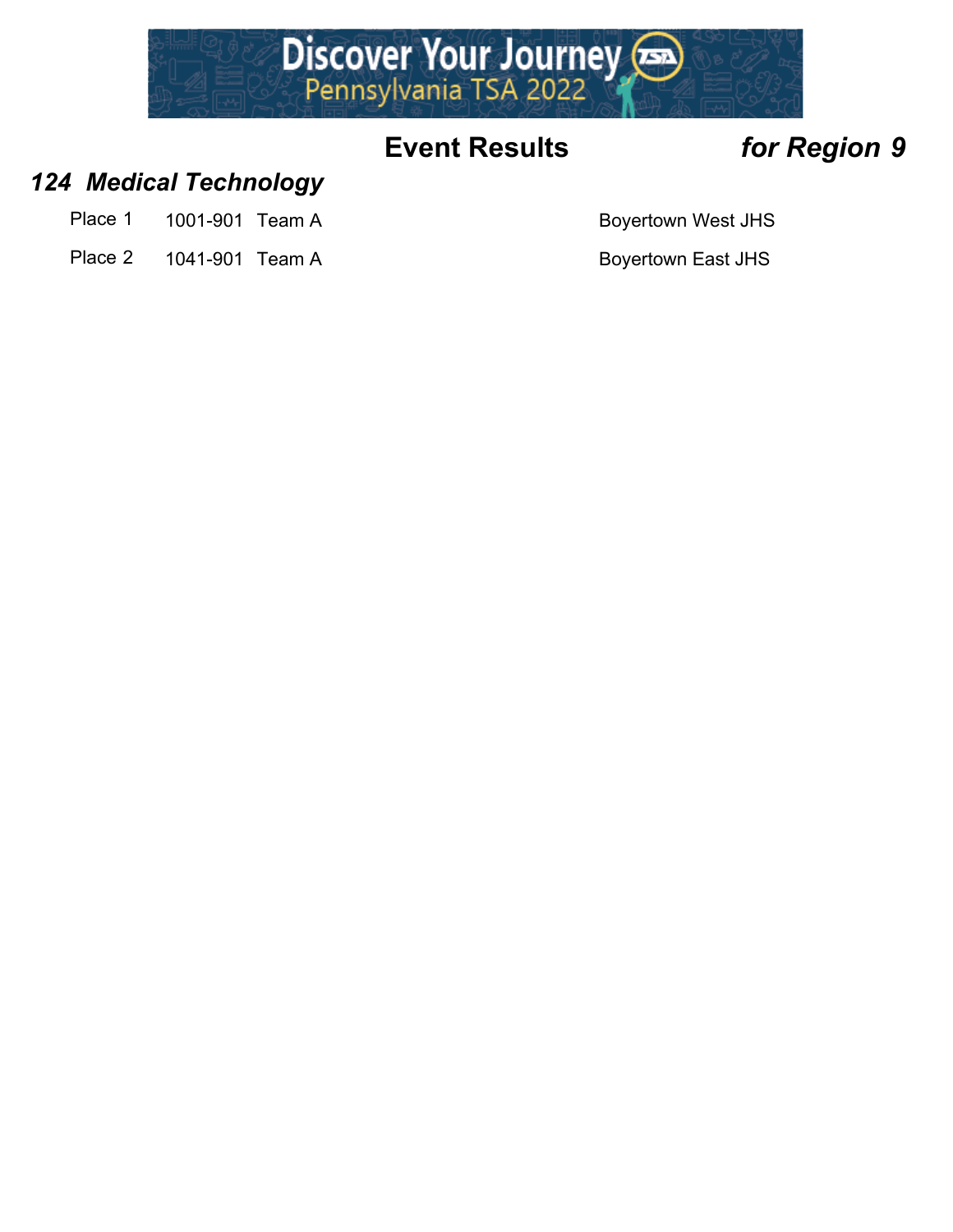## Event Results *for Region 9*

### *124 Medical Technology*

| Place | ID | Team | School |
|---|---|---|---|
| Place 1 | 1001-901 | Team A | Boyertown West JHS |
| Place 2 | 1041-901 | Team A | Boyertown East JHS |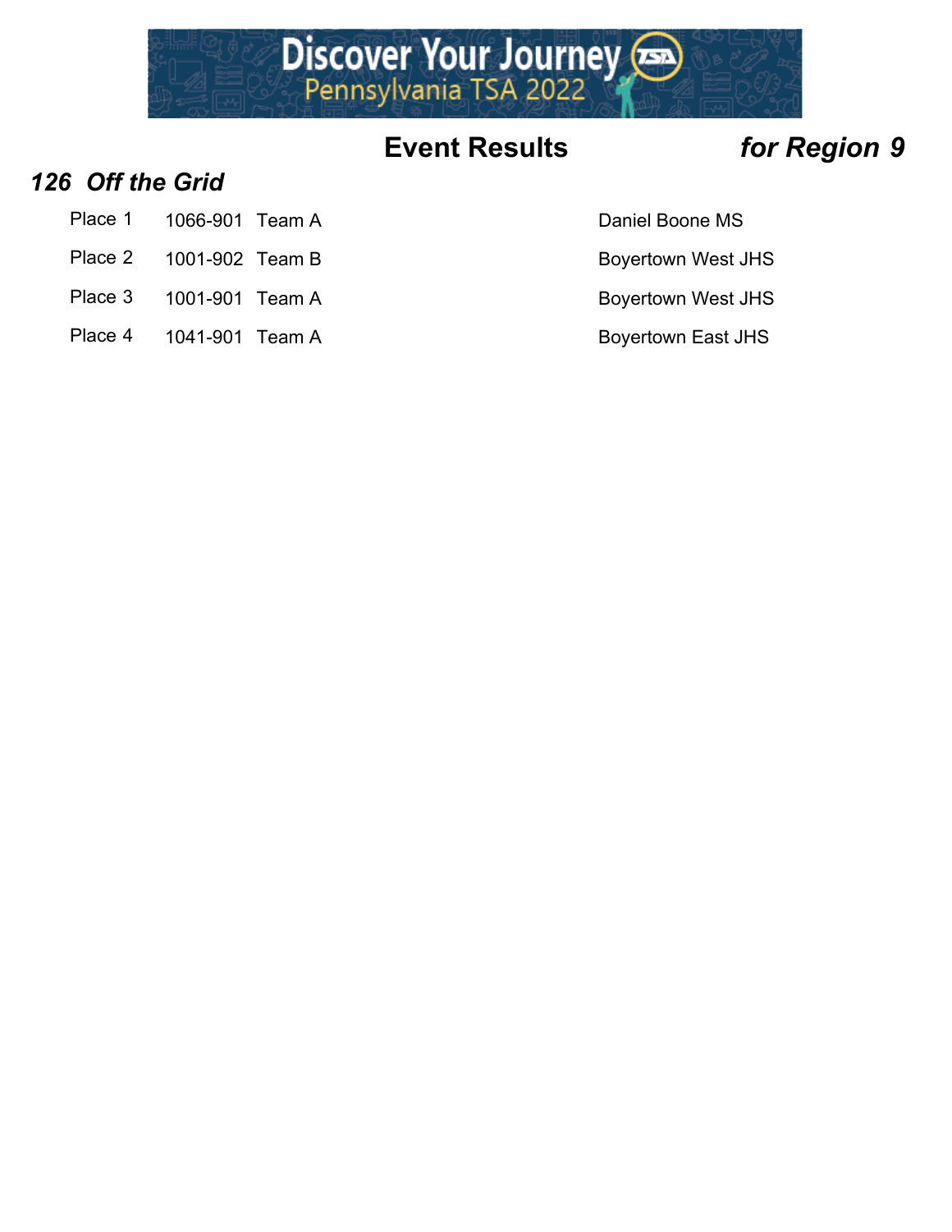# Event Results *for Region 9*

## *126 Off the Grid*

| Place | ID | Team | School |
|---|---|---|---|
| Place 1 | 1066-901 | Team A | Daniel Boone MS |
| Place 2 | 1001-902 | Team B | Boyertown West JHS |
| Place 3 | 1001-901 | Team A | Boyertown West JHS |
| Place 4 | 1041-901 | Team A | Boyertown East JHS |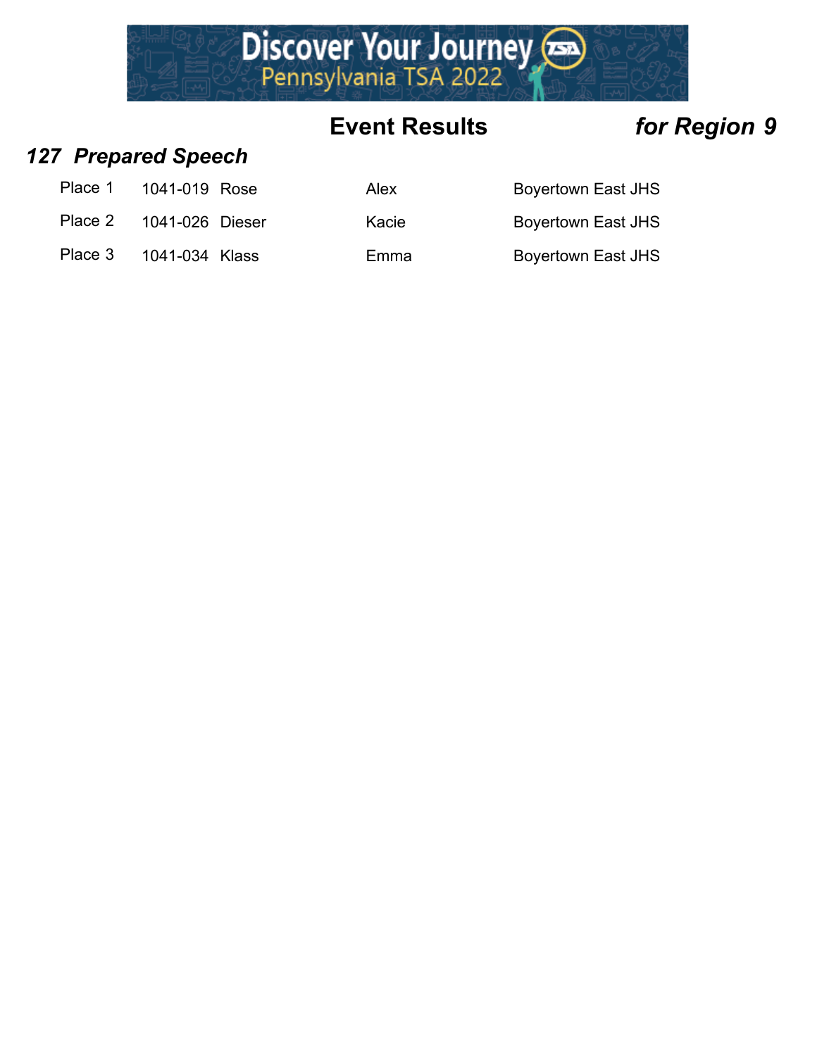## Event Results *for Region 9*

### *127 Prepared Speech*

| Place | ID | Last Name | First Name | School |
| --- | --- | --- | --- | --- |
| Place 1 | 1041-019 | Rose | Alex | Boyertown East JHS |
| Place 2 | 1041-026 | Dieser | Kacie | Boyertown East JHS |
| Place 3 | 1041-034 | Klass | Emma | Boyertown East JHS |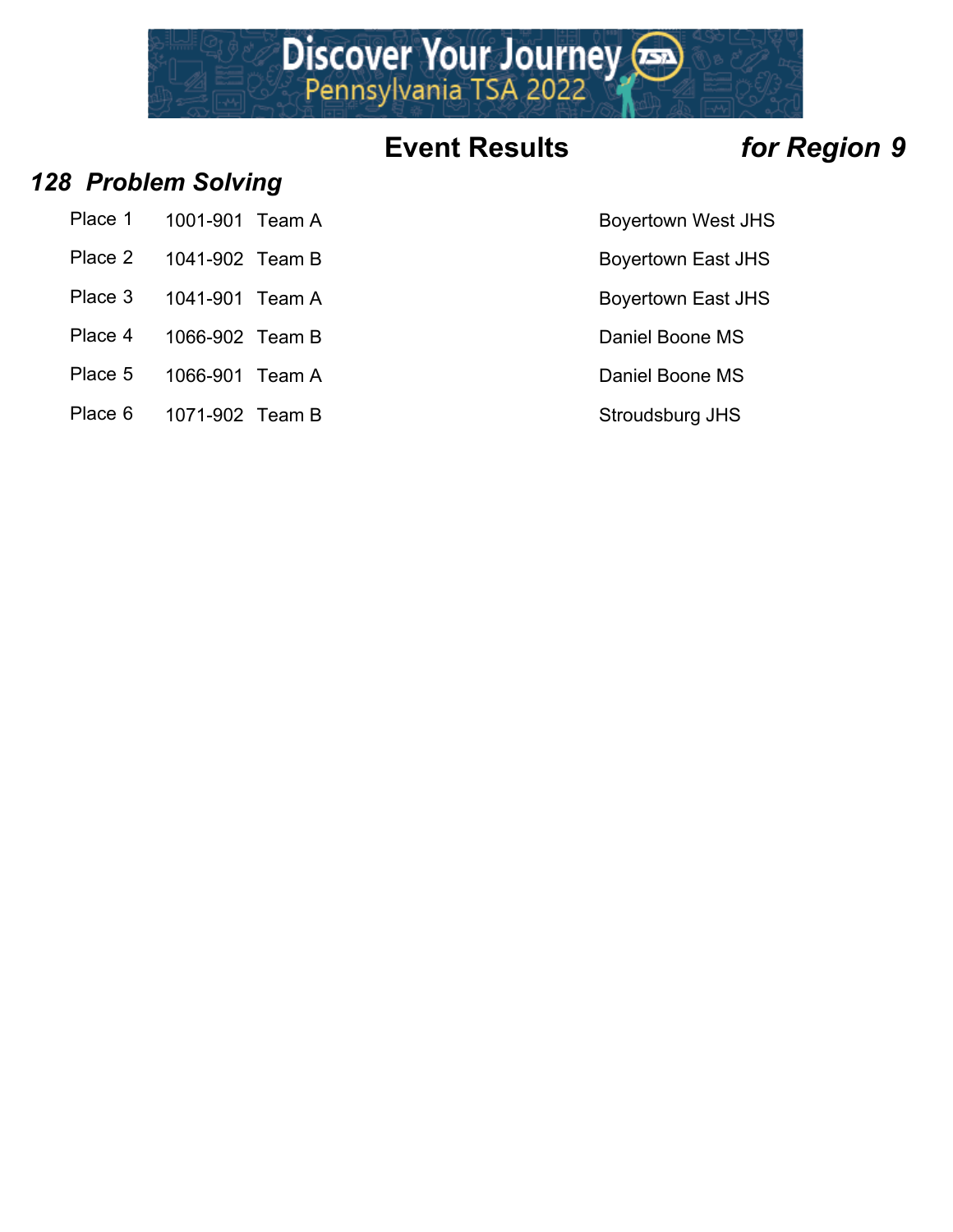## Event Results *for Region 9*

### *128 Problem Solving*

| | | | |
|---|---|---|---|
| Place 1 | 1001-901 | Team A | Boyertown West JHS |
| Place 2 | 1041-902 | Team B | Boyertown East JHS |
| Place 3 | 1041-901 | Team A | Boyertown East JHS |
| Place 4 | 1066-902 | Team B | Daniel Boone MS |
| Place 5 | 1066-901 | Team A | Daniel Boone MS |
| Place 6 | 1071-902 | Team B | Stroudsburg JHS |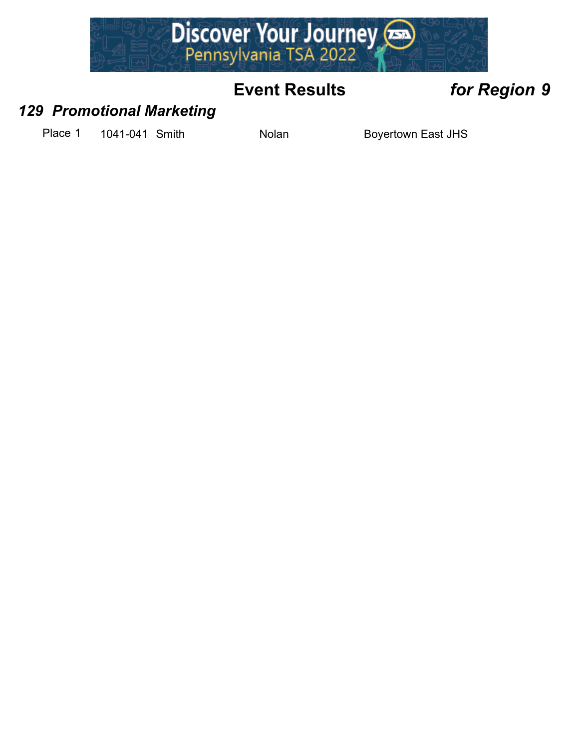## Event Results *for Region 9*

### *129 Promotional Marketing*

| Place | ID | Last Name | First Name | School |
|---|---|---|---|---|
| Place 1 | 1041-041 | Smith | Nolan | Boyertown East JHS |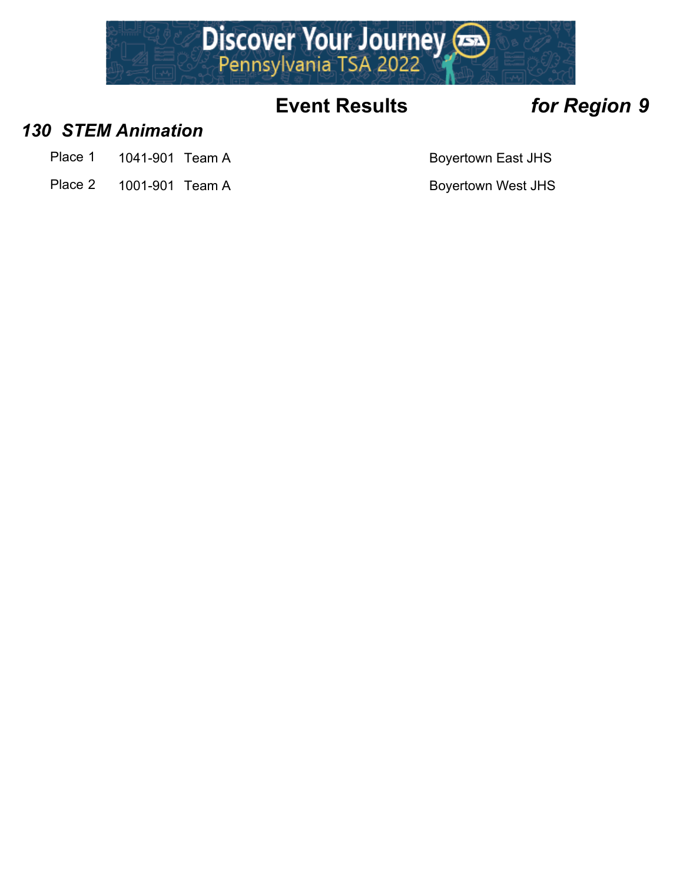## Event Results *for Region 9*

### *130 STEM Animation*

| Place | ID | Team | School |
|---|---|---|---|
| Place 1 | 1041-901 | Team A | Boyertown East JHS |
| Place 2 | 1001-901 | Team A | Boyertown West JHS |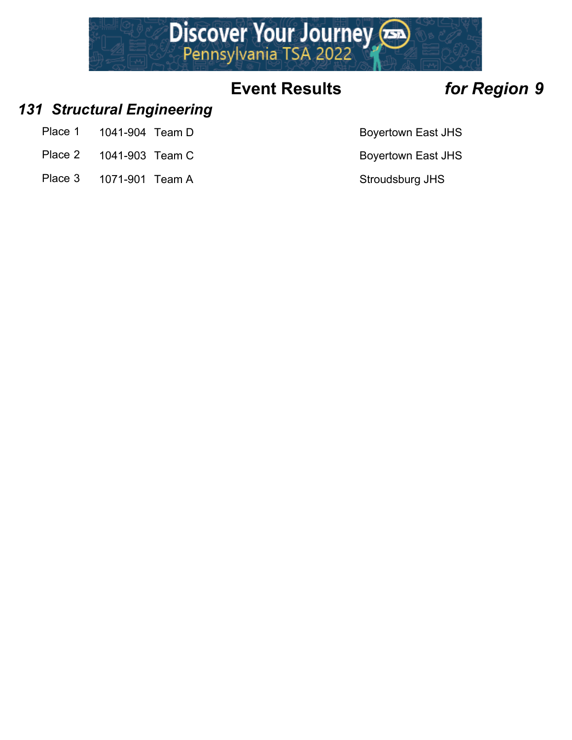# Event Results *for Region 9*

## *131 Structural Engineering*

| Place | ID | Team | School |
|---|---|---|---|
| Place 1 | 1041-904 | Team D | Boyertown East JHS |
| Place 2 | 1041-903 | Team C | Boyertown East JHS |
| Place 3 | 1071-901 | Team A | Stroudsburg JHS |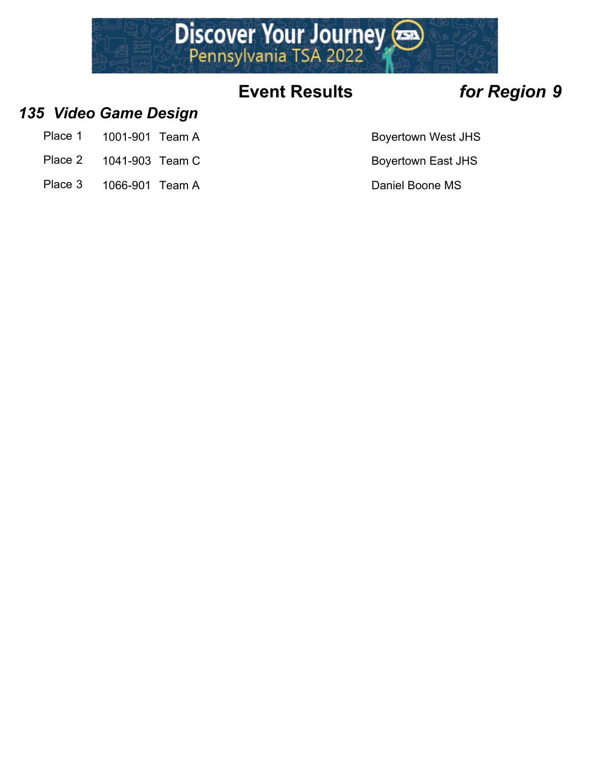## Event Results *for Region 9*

### *135 Video Game Design*

| Place | ID | Team | School |
|---|---|---|---|
| Place 1 | 1001-901 | Team A | Boyertown West JHS |
| Place 2 | 1041-903 | Team C | Boyertown East JHS |
| Place 3 | 1066-901 | Team A | Daniel Boone MS |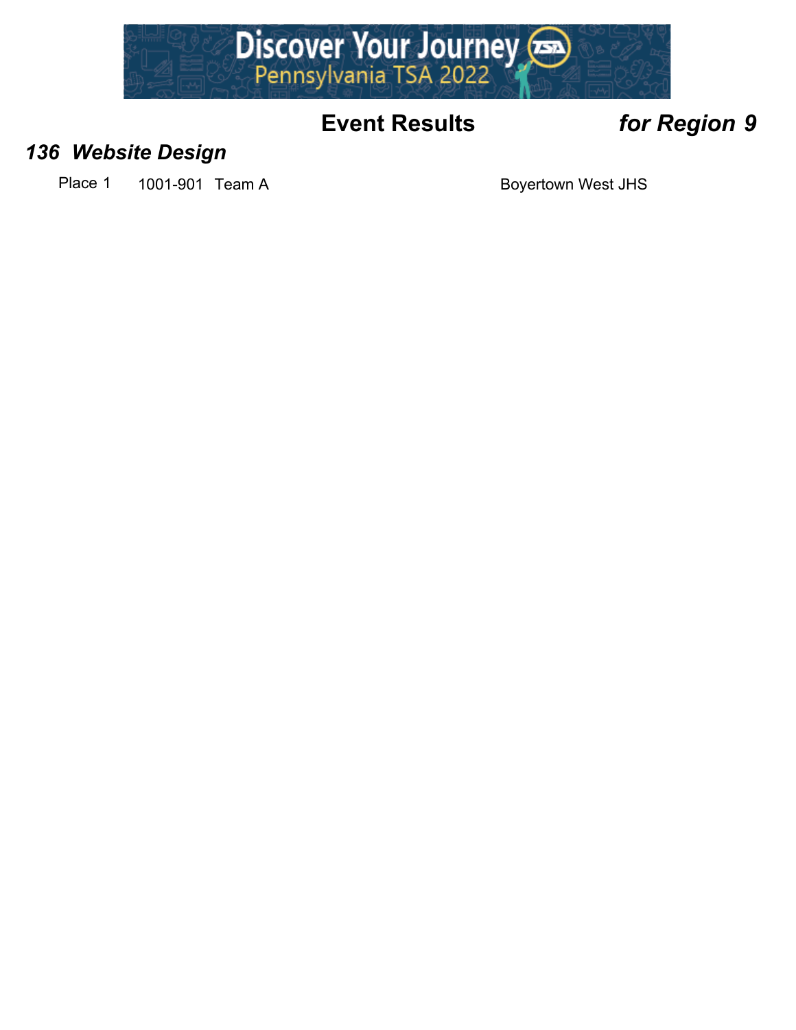# Event Results *for Region 9*

## *136 Website Design*

| Place | ID | Team | School |
|---|---|---|---|
| Place 1 | 1001-901 | Team A | Boyertown West JHS |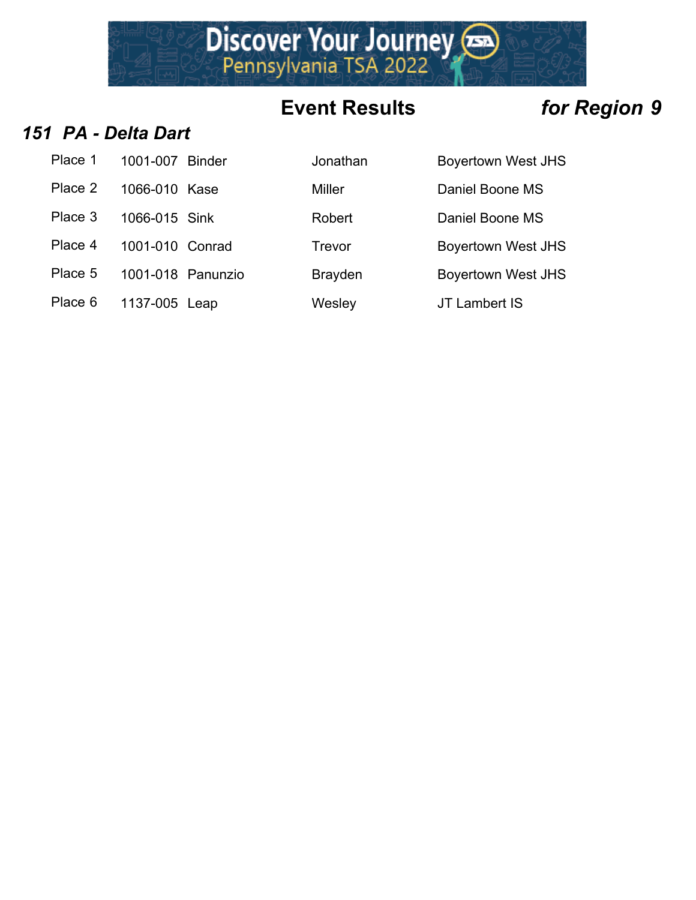## Event Results *for Region 9*

### *151 PA - Delta Dart*

| Place | ID | Last Name | First Name | School |
|---|---|---|---|---|
| Place 1 | 1001-007 | Binder | Jonathan | Boyertown West JHS |
| Place 2 | 1066-010 | Kase | Miller | Daniel Boone MS |
| Place 3 | 1066-015 | Sink | Robert | Daniel Boone MS |
| Place 4 | 1001-010 | Conrad | Trevor | Boyertown West JHS |
| Place 5 | 1001-018 | Panunzio | Brayden | Boyertown West JHS |
| Place 6 | 1137-005 | Leap | Wesley | JT Lambert IS |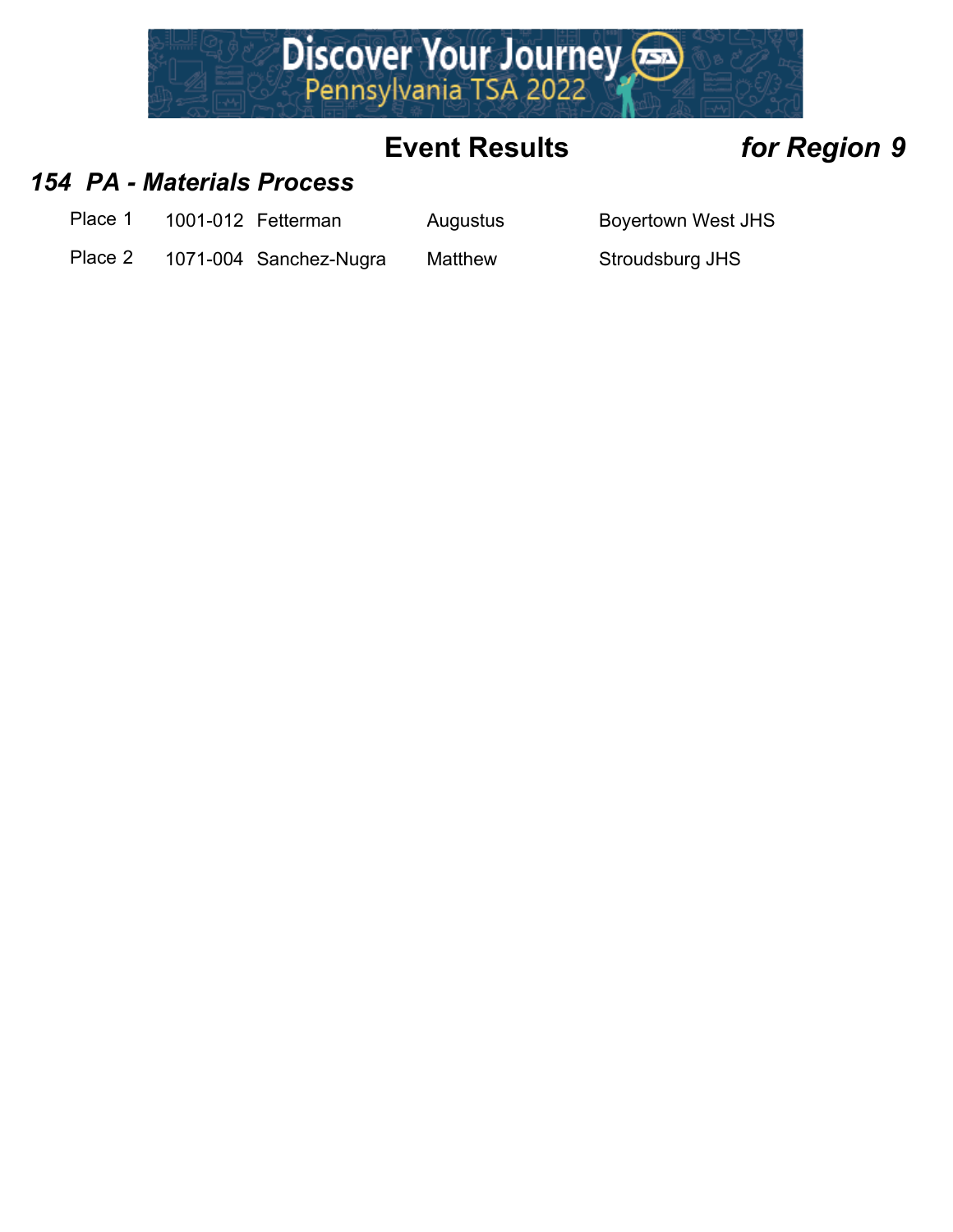Discover Your Journey
Pennsylvania TSA 2022

## Event Results *for Region 9*

### *154 PA - Materials Process*

| | | | | |
|---|---|---|---|---|
| Place 1 | 1001-012 | Fetterman | Augustus | Boyertown West JHS |
| Place 2 | 1071-004 | Sanchez-Nugra | Matthew | Stroudsburg JHS |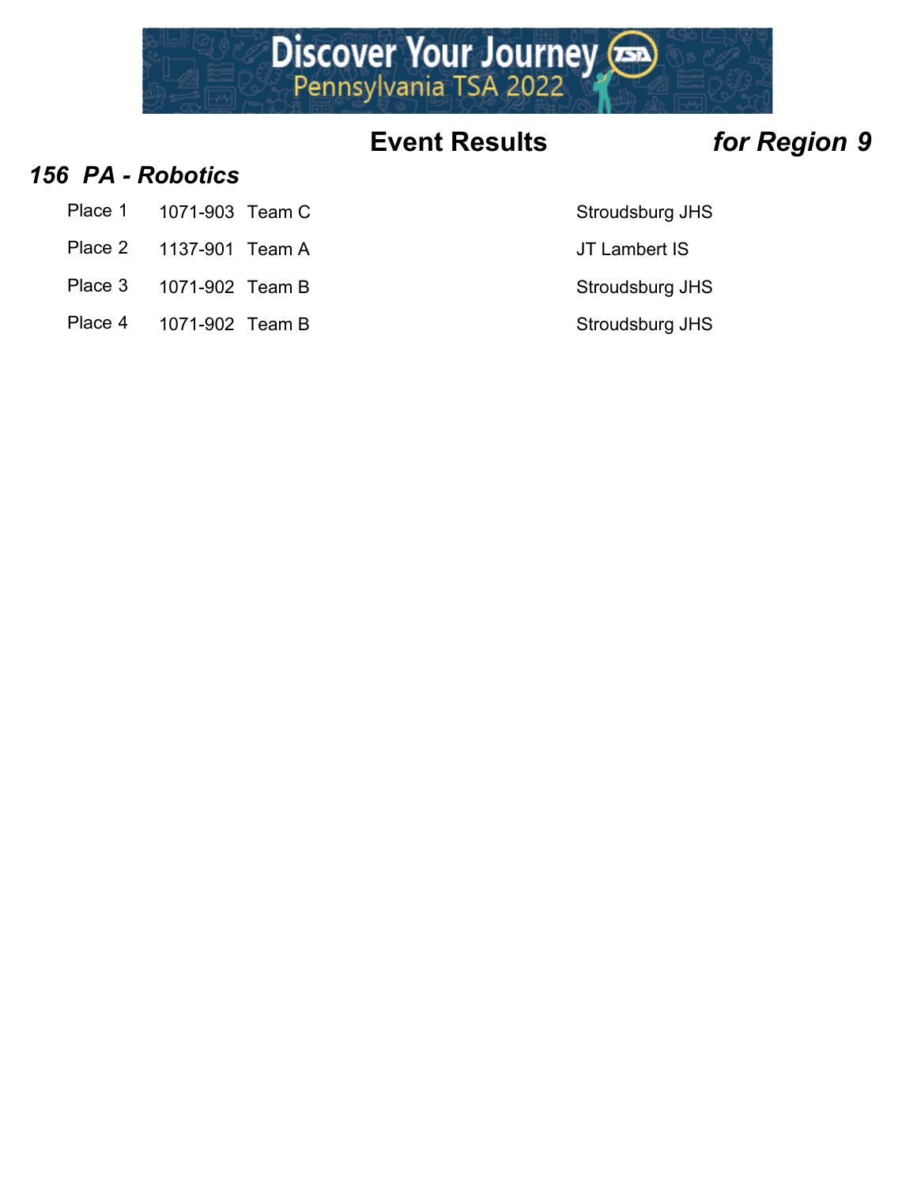## Event Results *for Region 9*

### *156 PA - Robotics*

| Place | ID | Team | School |
|---|---|---|---|
| Place 1 | 1071-903 | Team C | Stroudsburg JHS |
| Place 2 | 1137-901 | Team A | JT Lambert IS |
| Place 3 | 1071-902 | Team B | Stroudsburg JHS |
| Place 4 | 1071-902 | Team B | Stroudsburg JHS |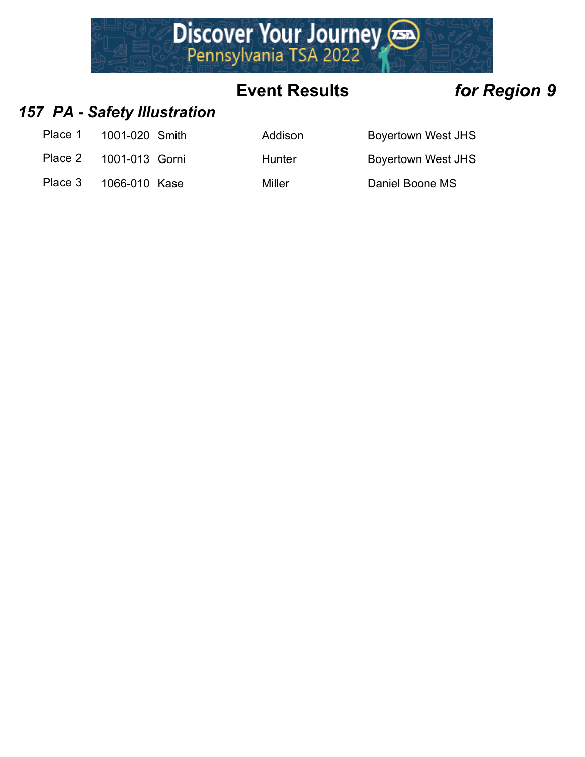## Event Results *for Region 9*

### *157 PA - Safety Illustration*

| | | | | |
|---|---|---|---|---|
| Place 1 | 1001-020 | Smith | Addison | Boyertown West JHS |
| Place 2 | 1001-013 | Gorni | Hunter | Boyertown West JHS |
| Place 3 | 1066-010 | Kase | Miller | Daniel Boone MS |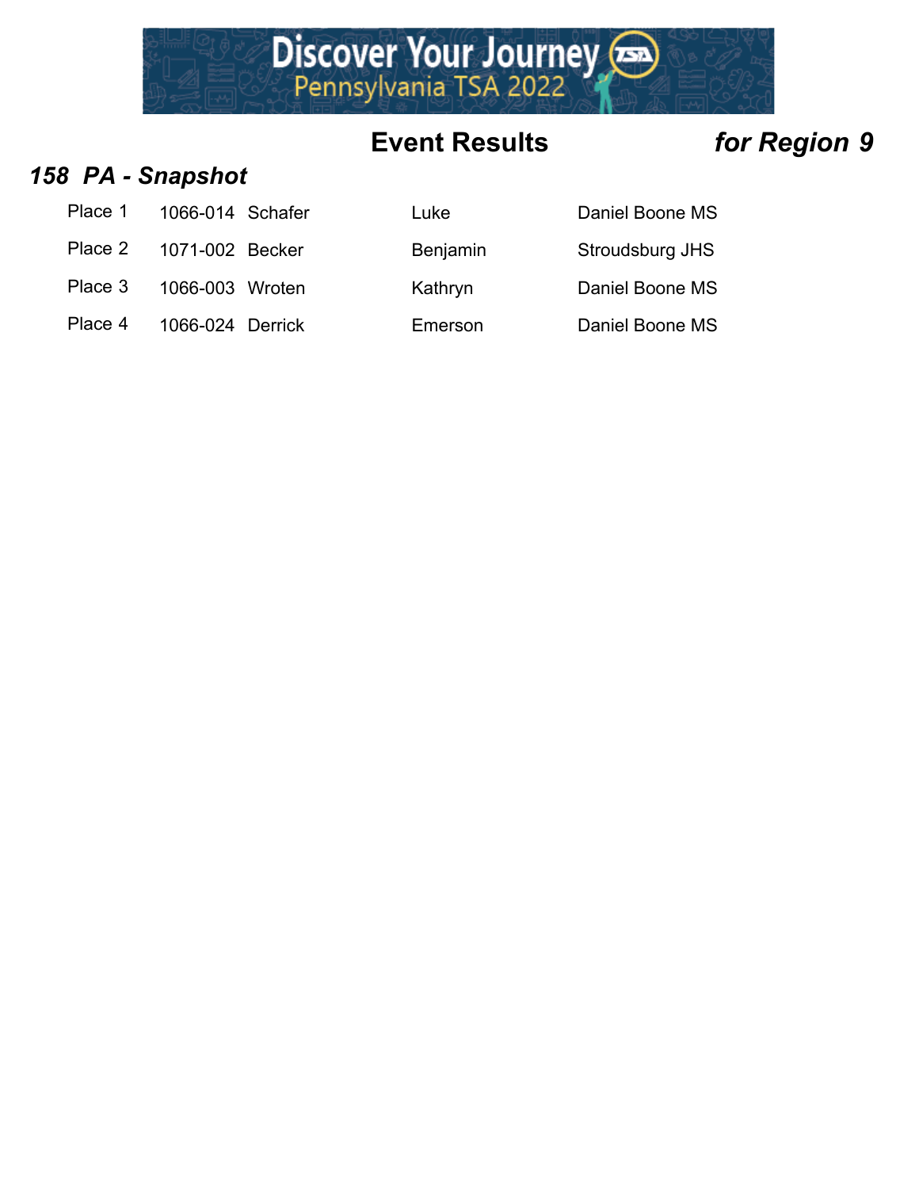## Event Results *for Region 9*

### *158 PA - Snapshot*

| | | | | |
|---|---|---|---|---|
| Place 1 | 1066-014 | Schafer | Luke | Daniel Boone MS |
| Place 2 | 1071-002 | Becker | Benjamin | Stroudsburg JHS |
| Place 3 | 1066-003 | Wroten | Kathryn | Daniel Boone MS |
| Place 4 | 1066-024 | Derrick | Emerson | Daniel Boone MS |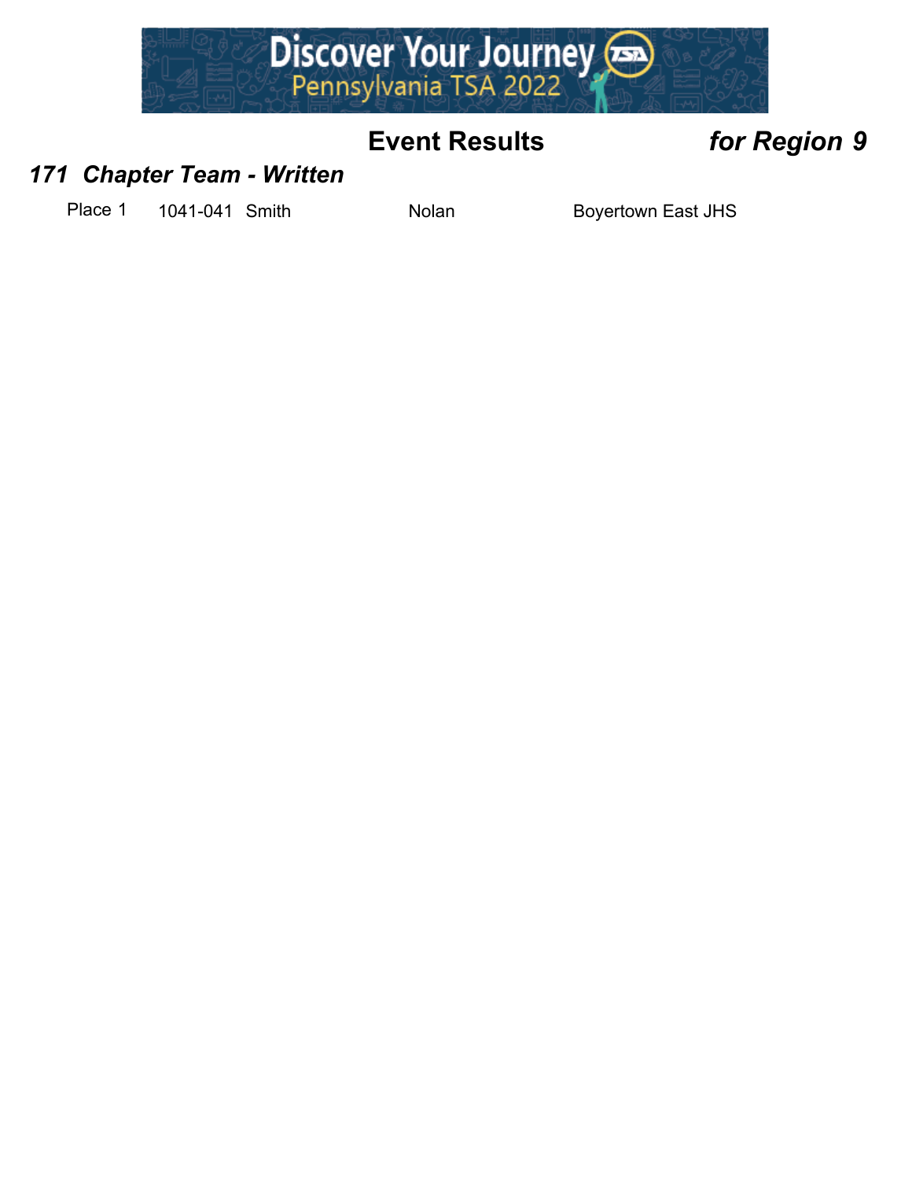**Event Results** ***for Region 9***

### *171 Chapter Team - Written*

| Place | ID | Last Name | First Name | School |
|---|---|---|---|---|
| Place 1 | 1041-041 | Smith | Nolan | Boyertown East JHS |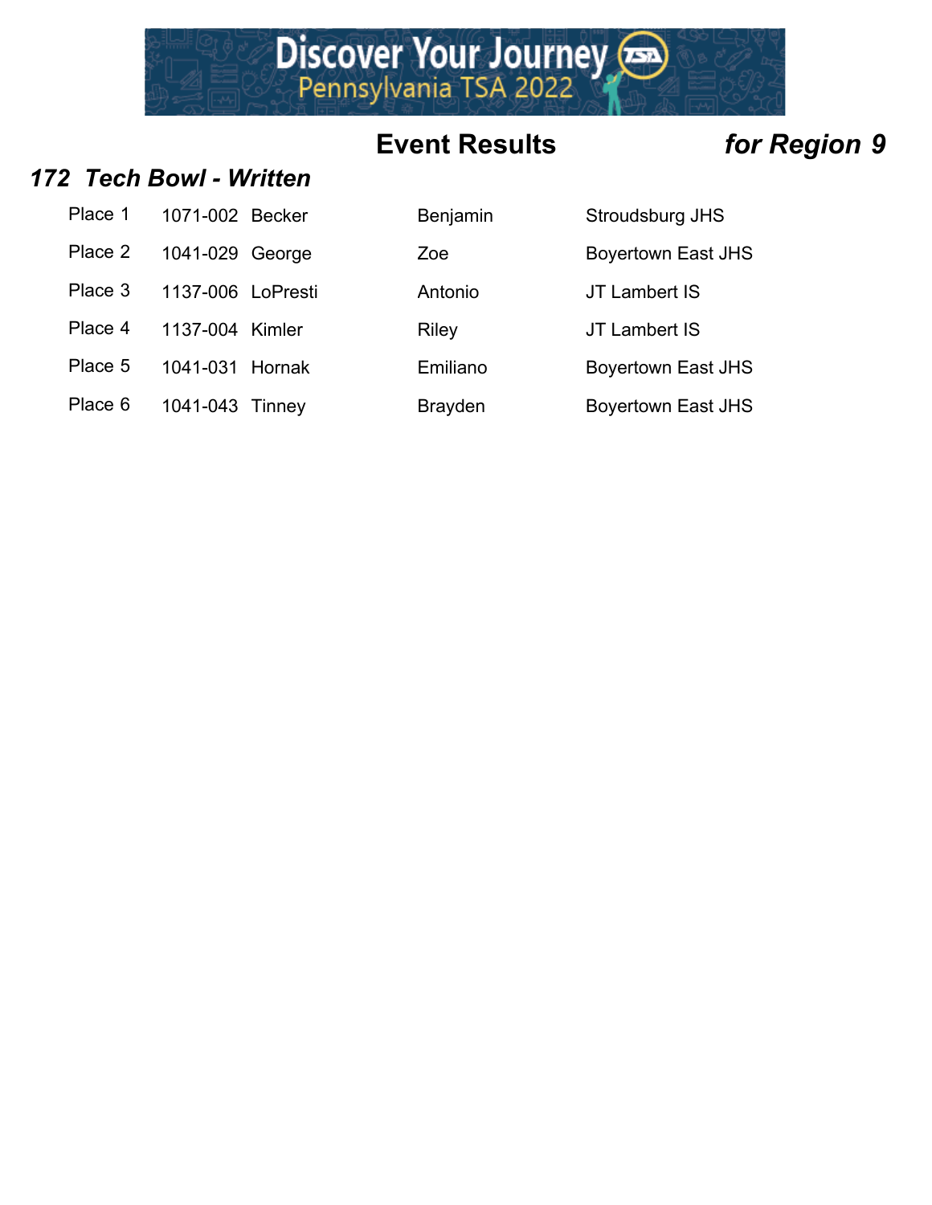## Event Results *for Region 9*

### *172 Tech Bowl - Written*

| Place | ID | Last Name | First Name | School |
|---|---|---|---|---|
| Place 1 | 1071-002 | Becker | Benjamin | Stroudsburg JHS |
| Place 2 | 1041-029 | George | Zoe | Boyertown East JHS |
| Place 3 | 1137-006 | LoPresti | Antonio | JT Lambert IS |
| Place 4 | 1137-004 | Kimler | Riley | JT Lambert IS |
| Place 5 | 1041-031 | Hornak | Emiliano | Boyertown East JHS |
| Place 6 | 1041-043 | Tinney | Brayden | Boyertown East JHS |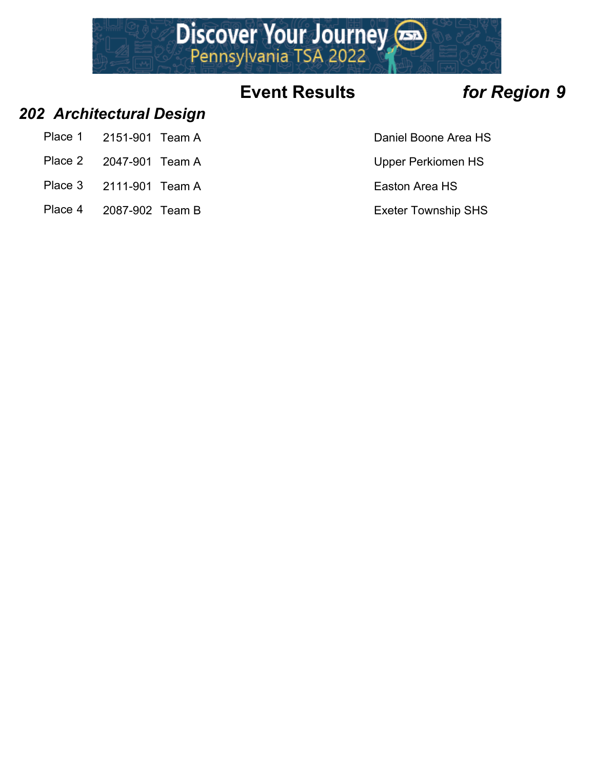## Event Results *for Region 9*

### *202 Architectural Design*

| Place | ID | Team | School |
|---|---|---|---|
| Place 1 | 2151-901 | Team A | Daniel Boone Area HS |
| Place 2 | 2047-901 | Team A | Upper Perkiomen HS |
| Place 3 | 2111-901 | Team A | Easton Area HS |
| Place 4 | 2087-902 | Team B | Exeter Township SHS |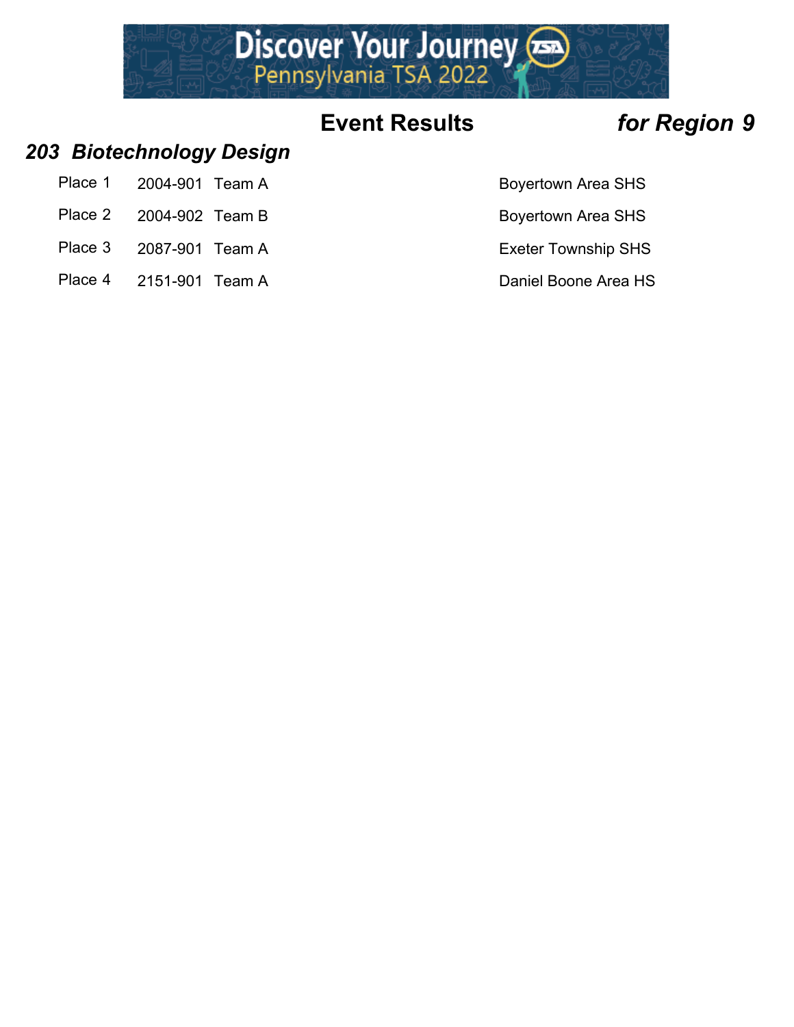## Event Results *for Region 9*

### *203 Biotechnology Design*

| Place | ID | Team | School |
|---|---|---|---|
| Place 1 | 2004-901 | Team A | Boyertown Area SHS |
| Place 2 | 2004-902 | Team B | Boyertown Area SHS |
| Place 3 | 2087-901 | Team A | Exeter Township SHS |
| Place 4 | 2151-901 | Team A | Daniel Boone Area HS |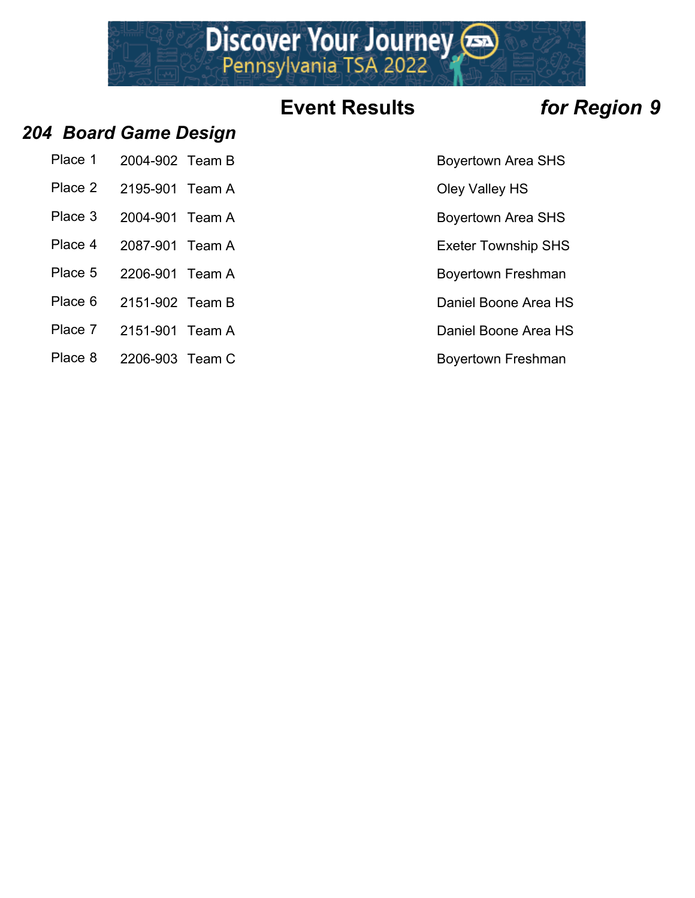## Event Results *for Region 9*

### *204 Board Game Design*

| Place | ID | Team | School |
|---|---|---|---|
| Place 1 | 2004-902 | Team B | Boyertown Area SHS |
| Place 2 | 2195-901 | Team A | Oley Valley HS |
| Place 3 | 2004-901 | Team A | Boyertown Area SHS |
| Place 4 | 2087-901 | Team A | Exeter Township SHS |
| Place 5 | 2206-901 | Team A | Boyertown Freshman |
| Place 6 | 2151-902 | Team B | Daniel Boone Area HS |
| Place 7 | 2151-901 | Team A | Daniel Boone Area HS |
| Place 8 | 2206-903 | Team C | Boyertown Freshman |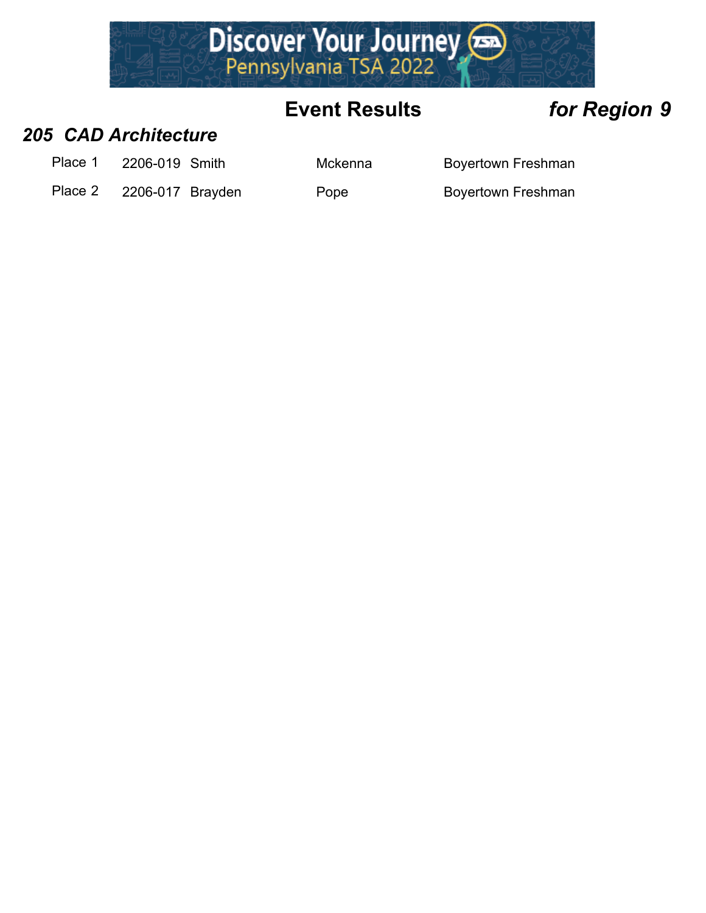## Event Results *for Region 9*

### *205 CAD Architecture*

| | | | | |
|---|---|---|---|---|
| Place 1 | 2206-019 | Smith | Mckenna | Boyertown Freshman |
| Place 2 | 2206-017 | Brayden | Pope | Boyertown Freshman |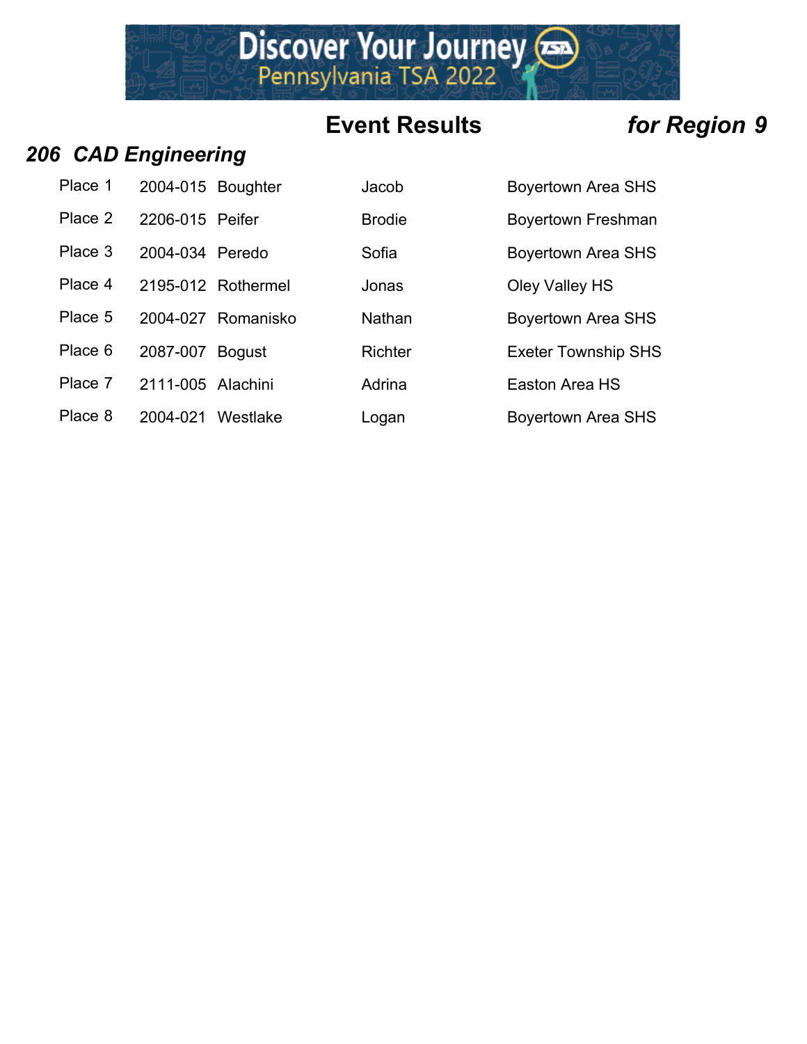## Event Results *for Region 9*

### *206 CAD Engineering*

| | | | | |
|---|---|---|---|---|
| Place 1 | 2004-015 | Boughter | Jacob | Boyertown Area SHS |
| Place 2 | 2206-015 | Peifer | Brodie | Boyertown Freshman |
| Place 3 | 2004-034 | Peredo | Sofia | Boyertown Area SHS |
| Place 4 | 2195-012 | Rothermel | Jonas | Oley Valley HS |
| Place 5 | 2004-027 | Romanisko | Nathan | Boyertown Area SHS |
| Place 6 | 2087-007 | Bogust | Richter | Exeter Township SHS |
| Place 7 | 2111-005 | Alachini | Adrina | Easton Area HS |
| Place 8 | 2004-021 | Westlake | Logan | Boyertown Area SHS |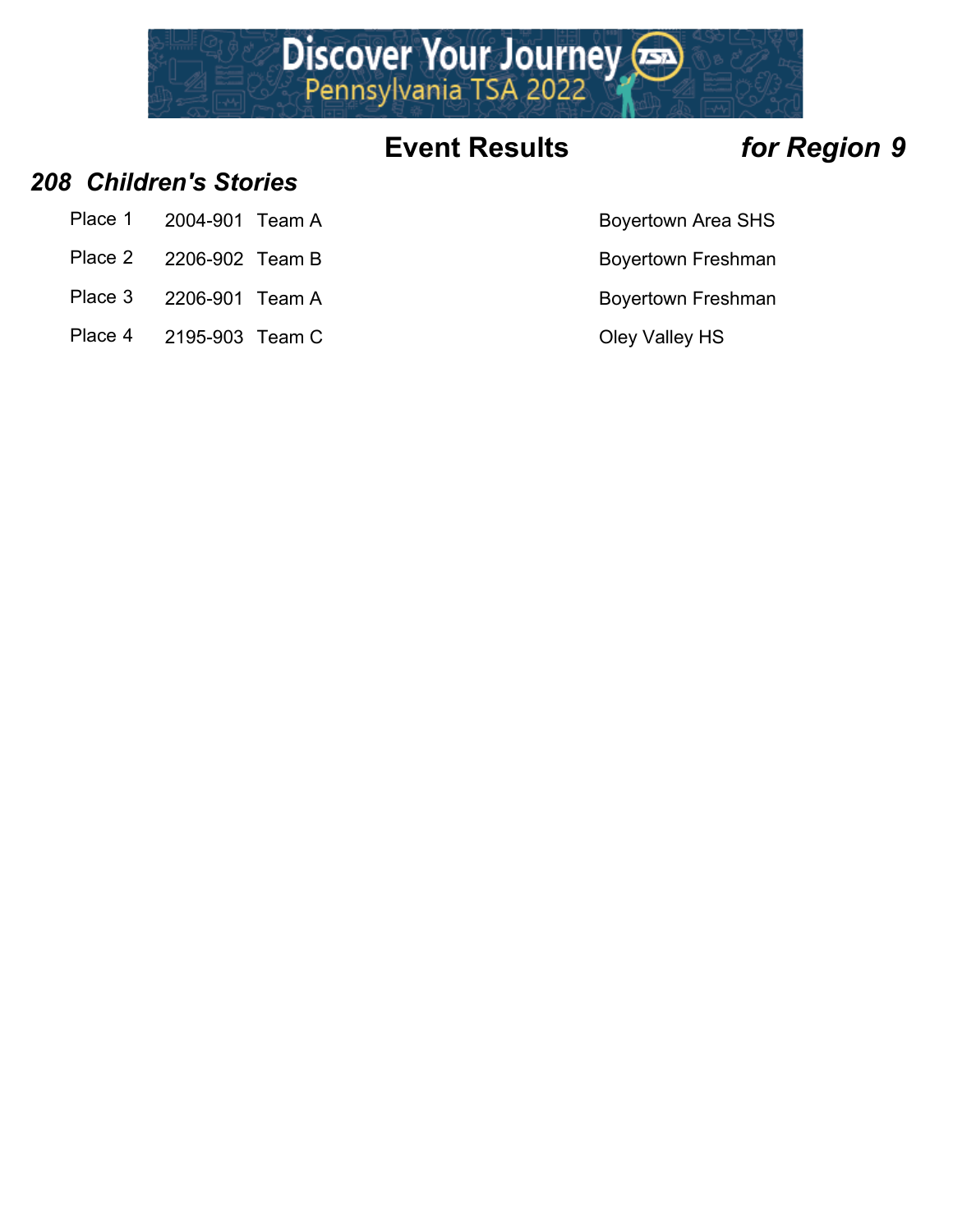# Event Results *for Region 9*

## *208 Children's Stories*

| Place | ID | Team | School |
| --- | --- | --- | --- |
| Place 1 | 2004-901 | Team A | Boyertown Area SHS |
| Place 2 | 2206-902 | Team B | Boyertown Freshman |
| Place 3 | 2206-901 | Team A | Boyertown Freshman |
| Place 4 | 2195-903 | Team C | Oley Valley HS |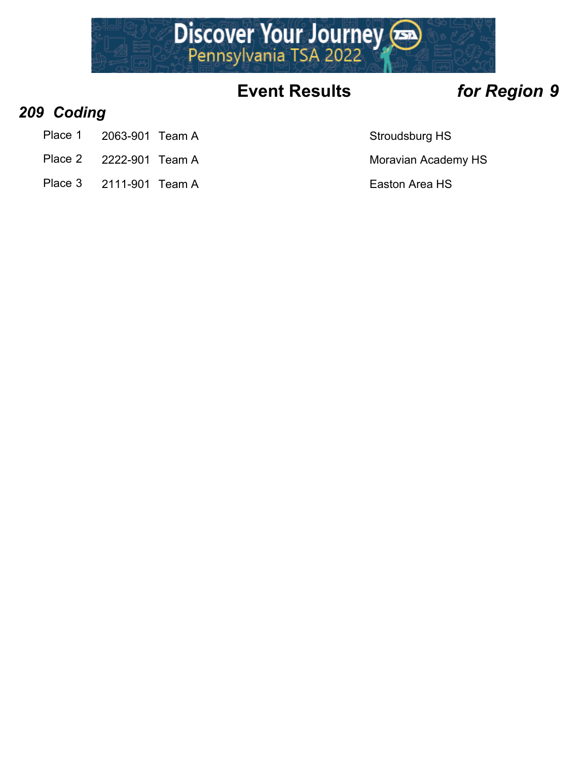## Event Results for Region 9

### 209 Coding

| Place | ID | Team | School |
| --- | --- | --- | --- |
| Place 1 | 2063-901 | Team A | Stroudsburg HS |
| Place 2 | 2222-901 | Team A | Moravian Academy HS |
| Place 3 | 2111-901 | Team A | Easton Area HS |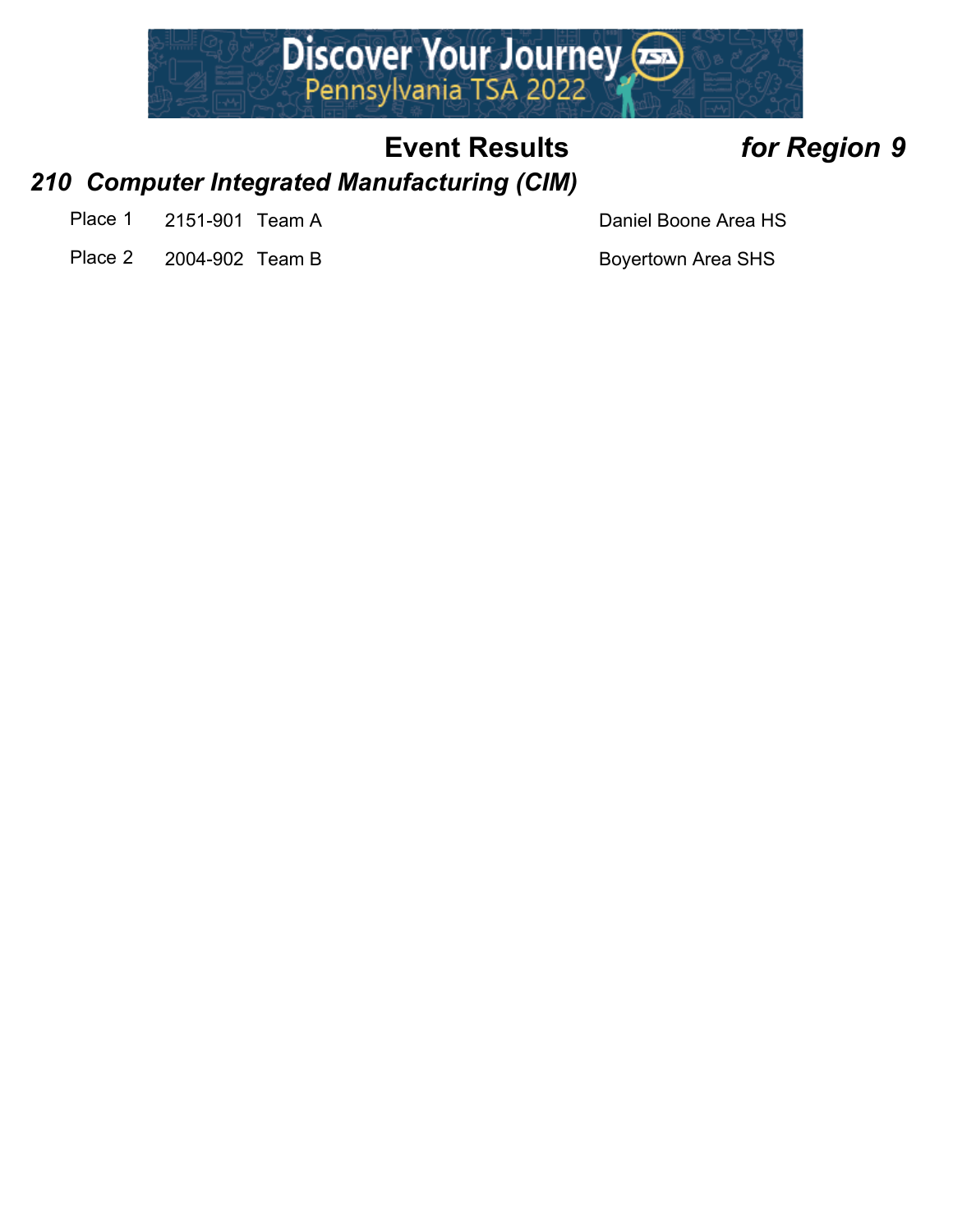# Event Results *for Region 9*

## *210 Computer Integrated Manufacturing (CIM)*

| Place | ID | Team | School |
|---|---|---|---|
| Place 1 | 2151-901 | Team A | Daniel Boone Area HS |
| Place 2 | 2004-902 | Team B | Boyertown Area SHS |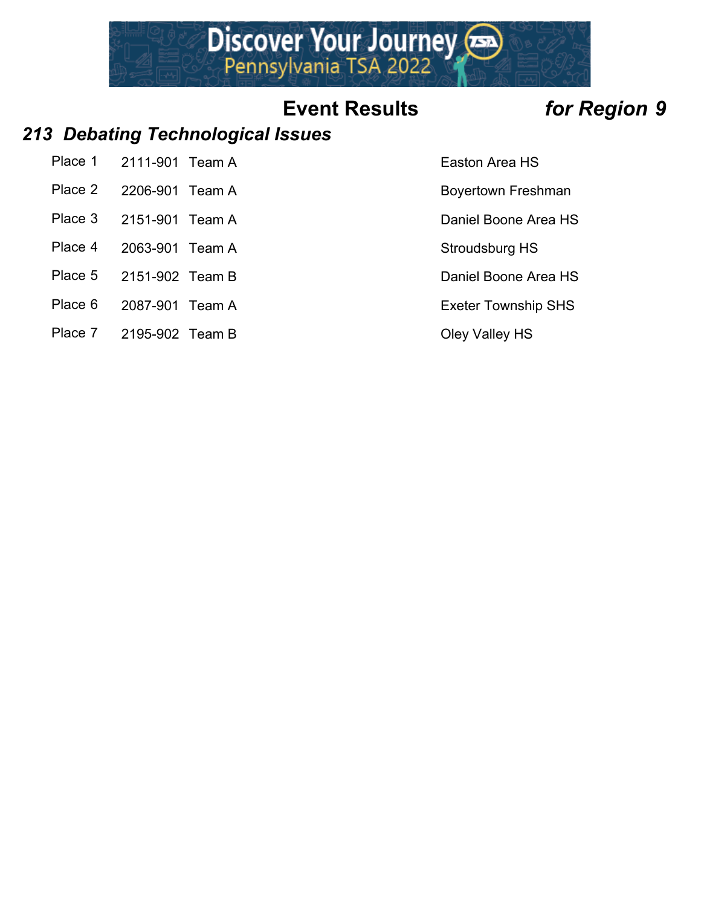## Event Results *for Region 9*

### *213 Debating Technological Issues*

| | | | |
|---|---|---|---|
| Place 1 | 2111-901 | Team A | Easton Area HS |
| Place 2 | 2206-901 | Team A | Boyertown Freshman |
| Place 3 | 2151-901 | Team A | Daniel Boone Area HS |
| Place 4 | 2063-901 | Team A | Stroudsburg HS |
| Place 5 | 2151-902 | Team B | Daniel Boone Area HS |
| Place 6 | 2087-901 | Team A | Exeter Township SHS |
| Place 7 | 2195-902 | Team B | Oley Valley HS |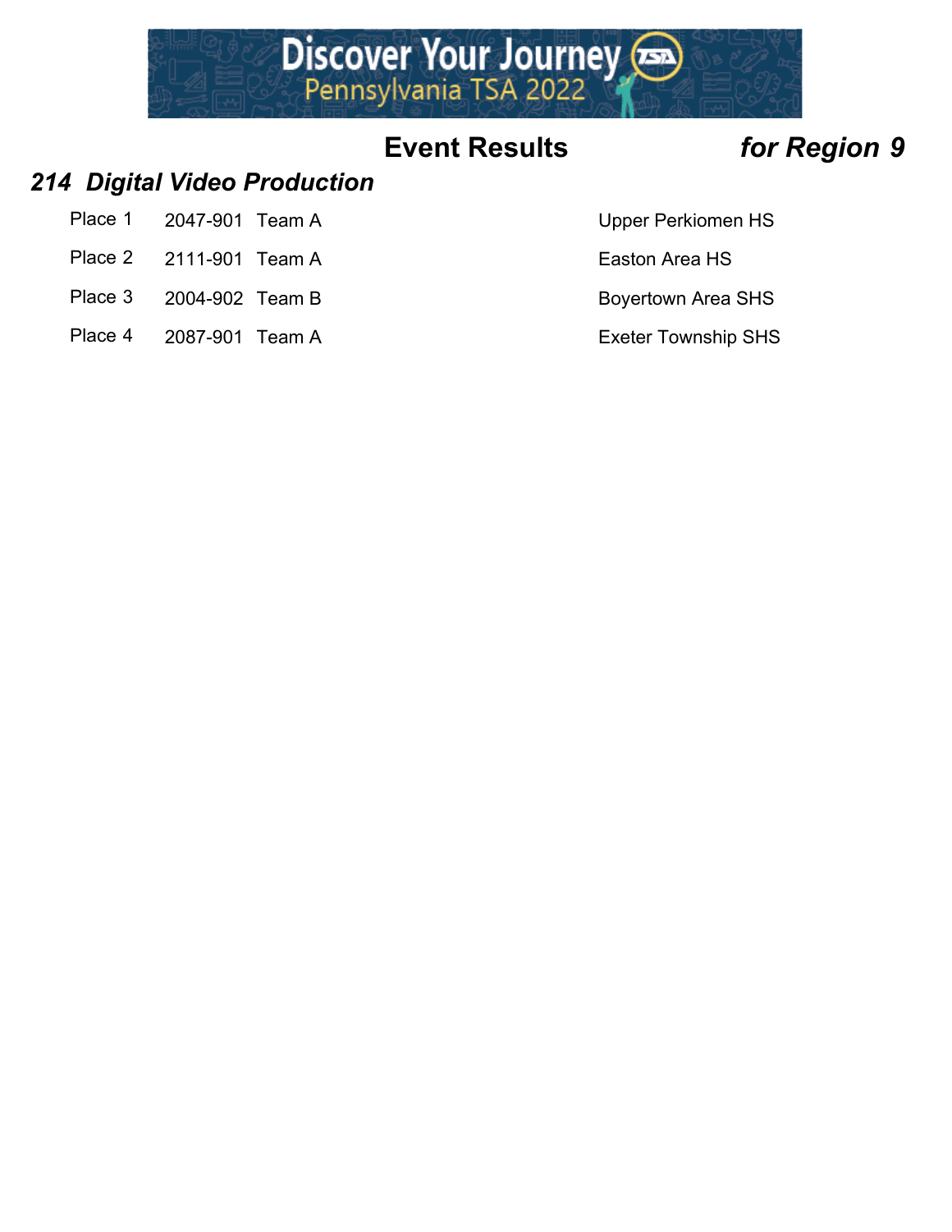## Event Results *for Region 9*

### *214 Digital Video Production*

| Place | ID | Team | School |
|---|---|---|---|
| Place 1 | 2047-901 | Team A | Upper Perkiomen HS |
| Place 2 | 2111-901 | Team A | Easton Area HS |
| Place 3 | 2004-902 | Team B | Boyertown Area SHS |
| Place 4 | 2087-901 | Team A | Exeter Township SHS |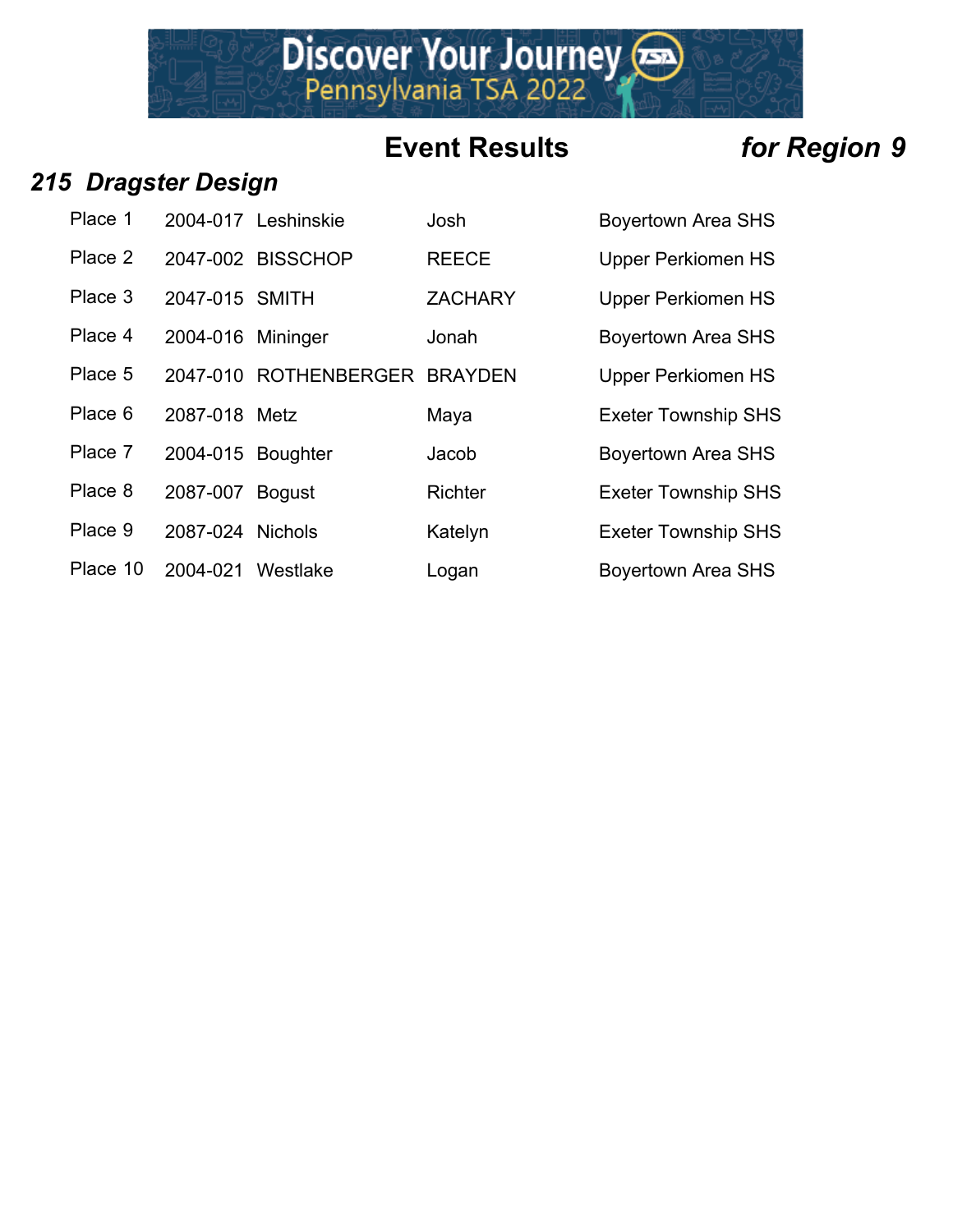## Event Results *for Region 9*

### *215 Dragster Design*

| Place | ID | Last Name | First Name | School |
|---|---|---|---|---|
| Place 1 | 2004-017 | Leshinskie | Josh | Boyertown Area SHS |
| Place 2 | 2047-002 | BISSCHOP | REECE | Upper Perkiomen HS |
| Place 3 | 2047-015 | SMITH | ZACHARY | Upper Perkiomen HS |
| Place 4 | 2004-016 | Mininger | Jonah | Boyertown Area SHS |
| Place 5 | 2047-010 | ROTHENBERGER | BRAYDEN | Upper Perkiomen HS |
| Place 6 | 2087-018 | Metz | Maya | Exeter Township SHS |
| Place 7 | 2004-015 | Boughter | Jacob | Boyertown Area SHS |
| Place 8 | 2087-007 | Bogust | Richter | Exeter Township SHS |
| Place 9 | 2087-024 | Nichols | Katelyn | Exeter Township SHS |
| Place 10 | 2004-021 | Westlake | Logan | Boyertown Area SHS |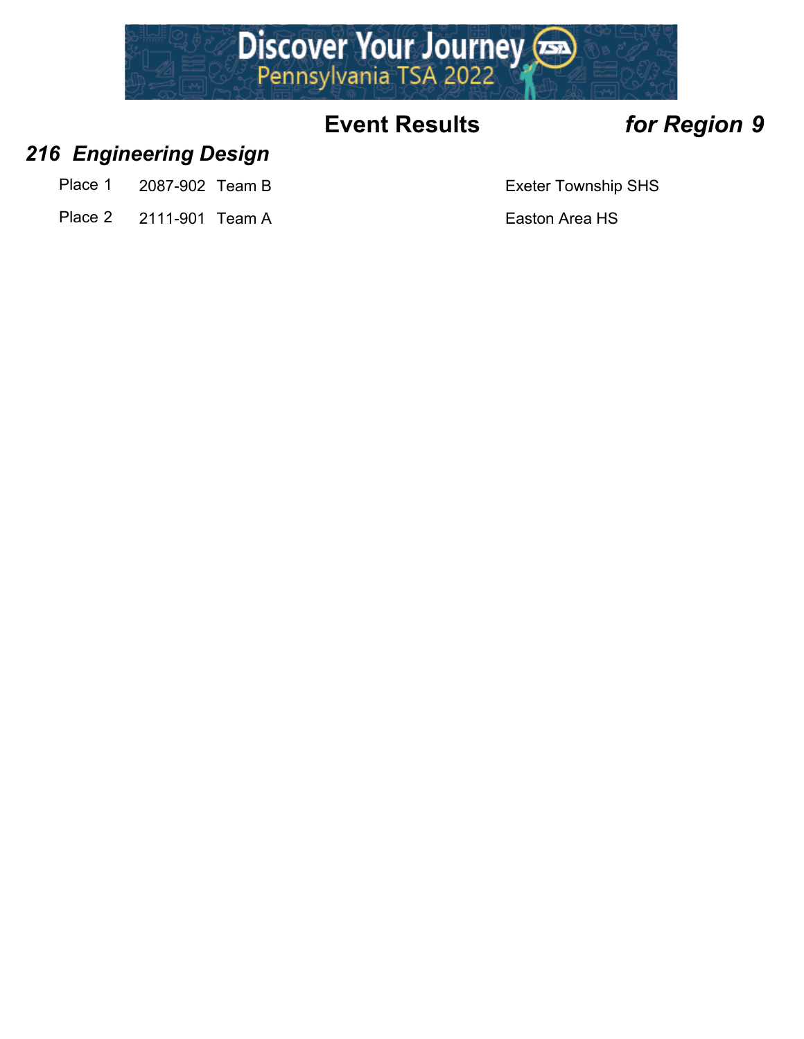## Event Results *for Region 9*

### *216 Engineering Design*

| Place | ID | Team | School |
|---|---|---|---|
| Place 1 | 2087-902 | Team B | Exeter Township SHS |
| Place 2 | 2111-901 | Team A | Easton Area HS |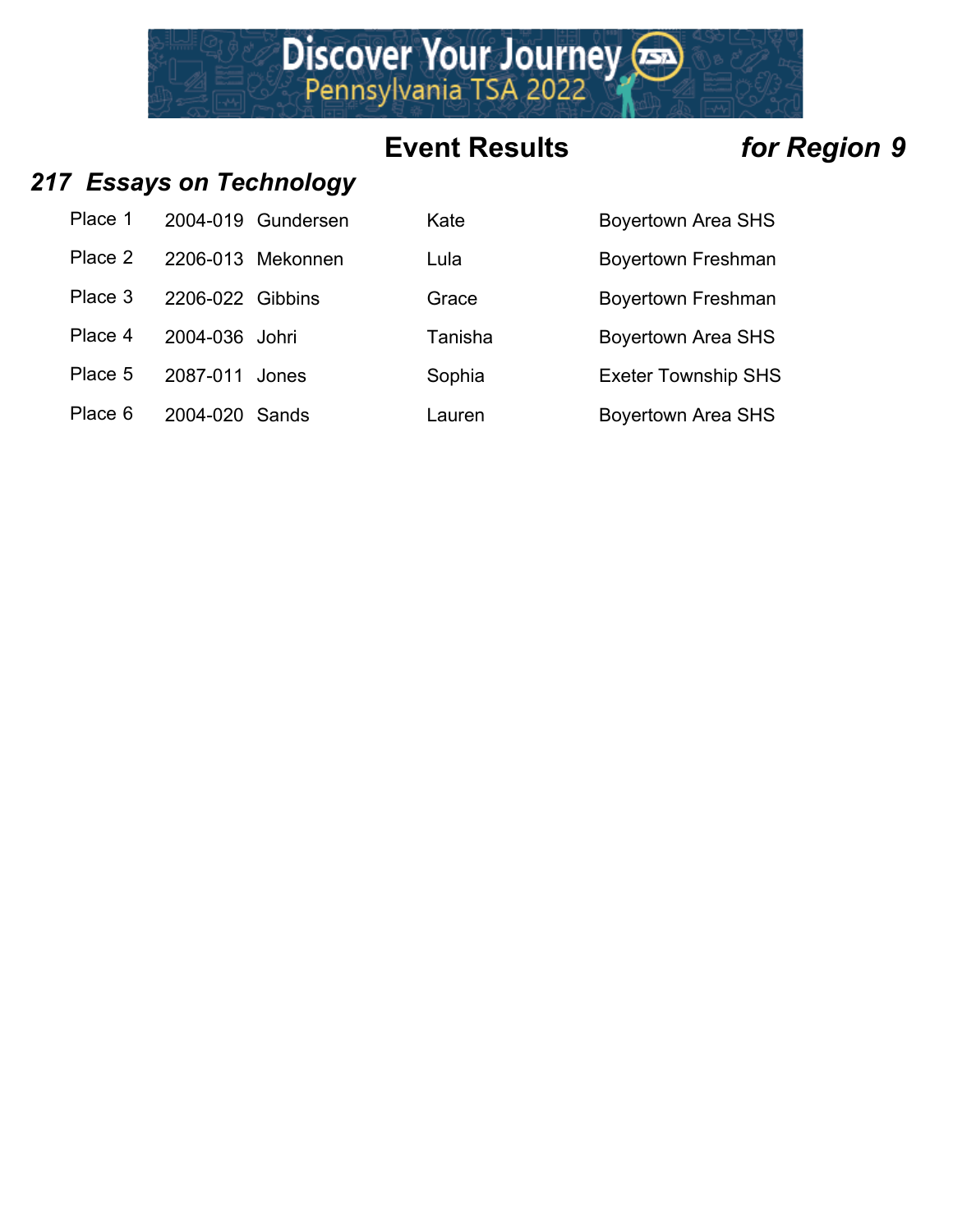# Event Results *for Region 9*

## *217 Essays on Technology*

| | | | | |
|---|---|---|---|---|
| Place 1 | 2004-019 | Gundersen | Kate | Boyertown Area SHS |
| Place 2 | 2206-013 | Mekonnen | Lula | Boyertown Freshman |
| Place 3 | 2206-022 | Gibbins | Grace | Boyertown Freshman |
| Place 4 | 2004-036 | Johri | Tanisha | Boyertown Area SHS |
| Place 5 | 2087-011 | Jones | Sophia | Exeter Township SHS |
| Place 6 | 2004-020 | Sands | Lauren | Boyertown Area SHS |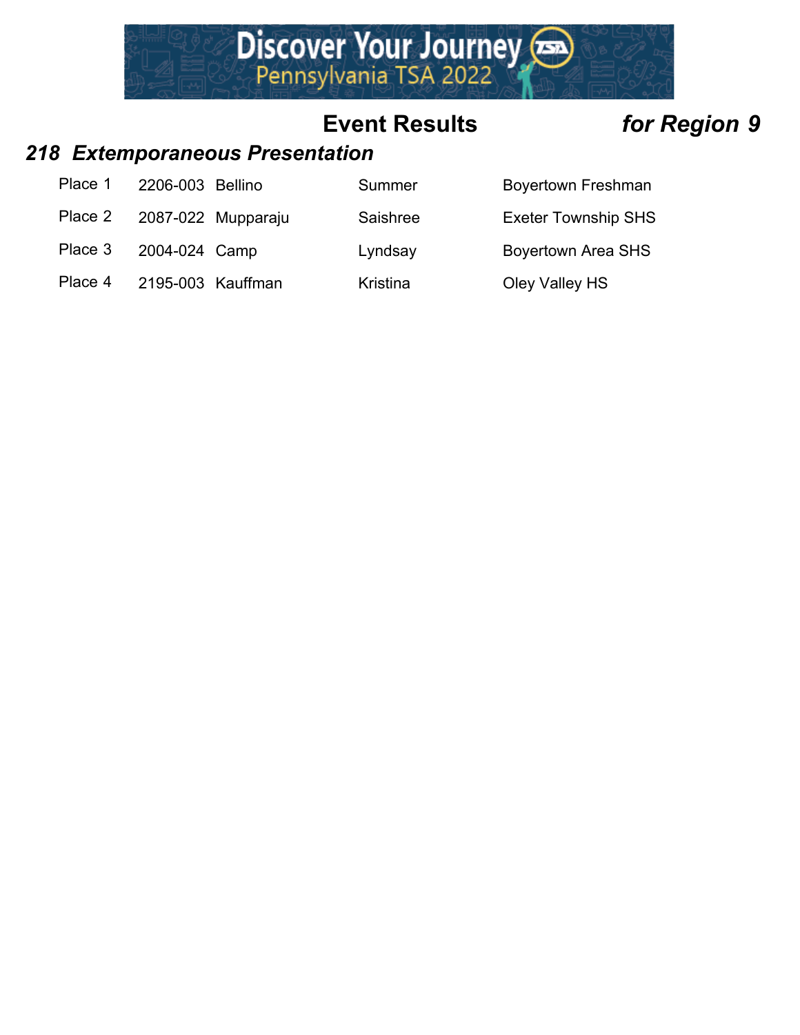## Event Results *for Region 9*

### *218 Extemporaneous Presentation*

| Place | ID | Last Name | First Name | School |
|---|---|---|---|---|
| Place 1 | 2206-003 | Bellino | Summer | Boyertown Freshman |
| Place 2 | 2087-022 | Mupparaju | Saishree | Exeter Township SHS |
| Place 3 | 2004-024 | Camp | Lyndsay | Boyertown Area SHS |
| Place 4 | 2195-003 | Kauffman | Kristina | Oley Valley HS |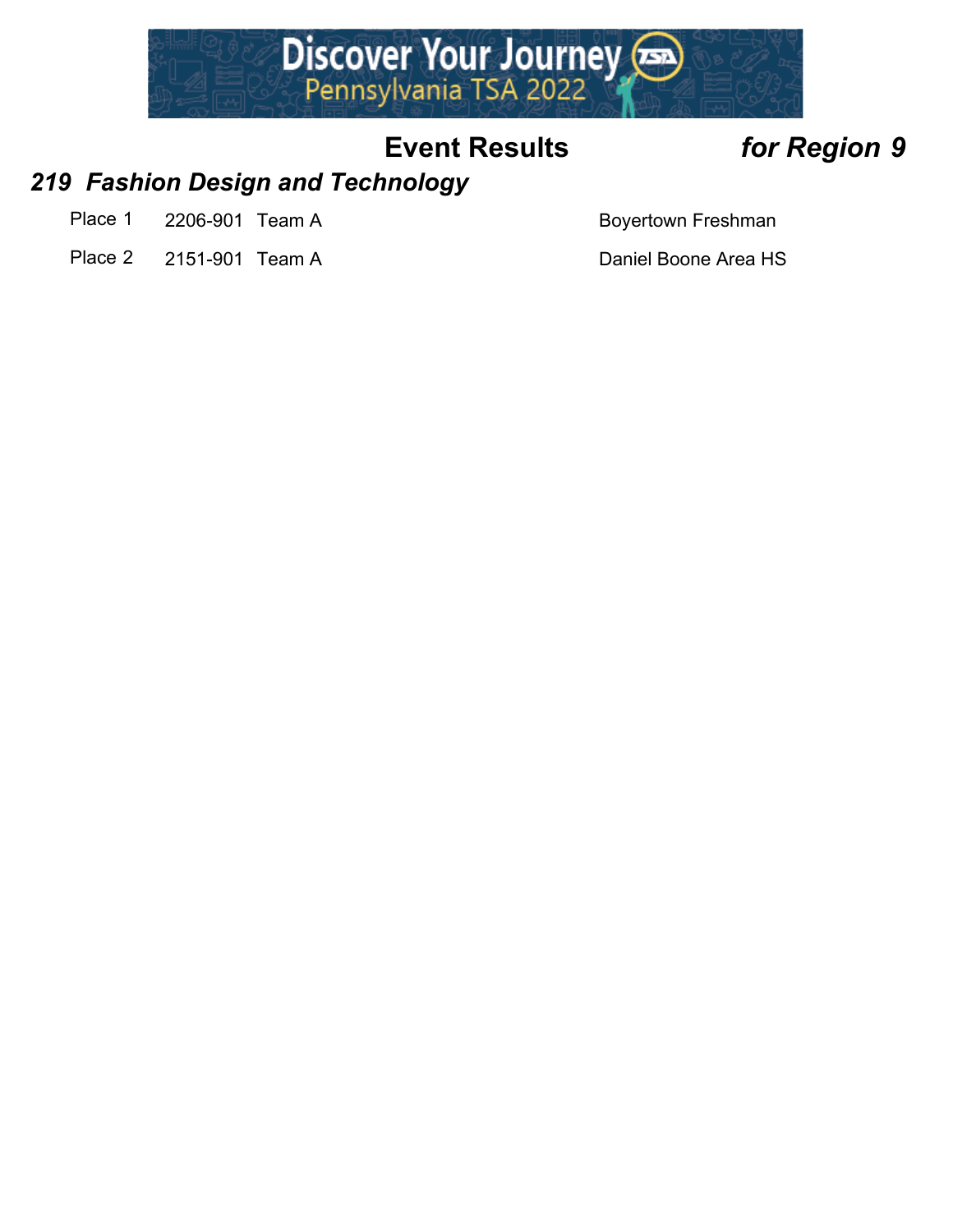# Event Results *for Region 9*

## *219 Fashion Design and Technology*

| Place | ID | Team | School |
|---|---|---|---|
| Place 1 | 2206-901 | Team A | Boyertown Freshman |
| Place 2 | 2151-901 | Team A | Daniel Boone Area HS |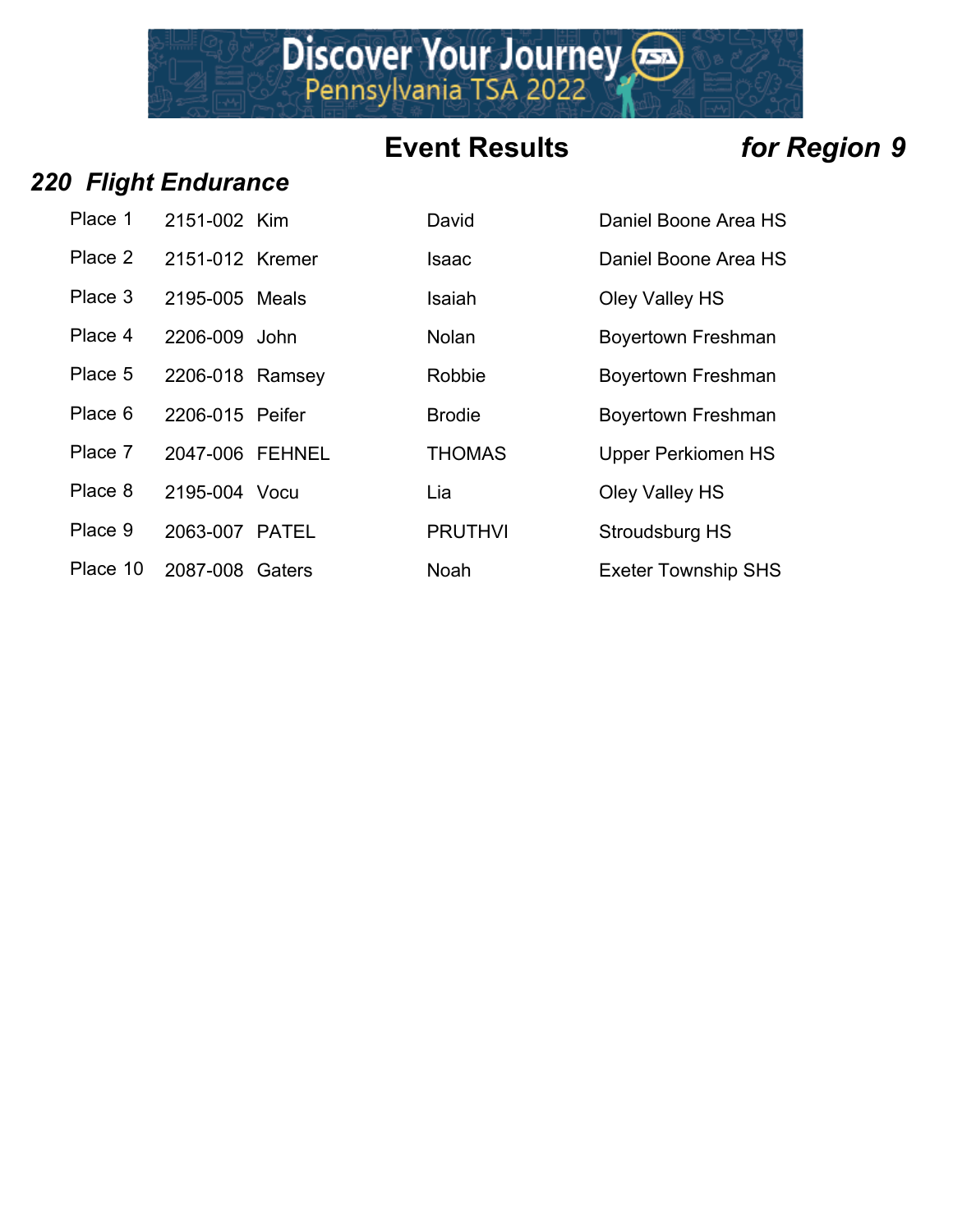## Event Results *for Region 9*

### *220 Flight Endurance*

| | | | | |
|---|---|---|---|---|
| Place 1 | 2151-002 | Kim | David | Daniel Boone Area HS |
| Place 2 | 2151-012 | Kremer | Isaac | Daniel Boone Area HS |
| Place 3 | 2195-005 | Meals | Isaiah | Oley Valley HS |
| Place 4 | 2206-009 | John | Nolan | Boyertown Freshman |
| Place 5 | 2206-018 | Ramsey | Robbie | Boyertown Freshman |
| Place 6 | 2206-015 | Peifer | Brodie | Boyertown Freshman |
| Place 7 | 2047-006 | FEHNEL | THOMAS | Upper Perkiomen HS |
| Place 8 | 2195-004 | Vocu | Lia | Oley Valley HS |
| Place 9 | 2063-007 | PATEL | PRUTHVI | Stroudsburg HS |
| Place 10 | 2087-008 | Gaters | Noah | Exeter Township SHS |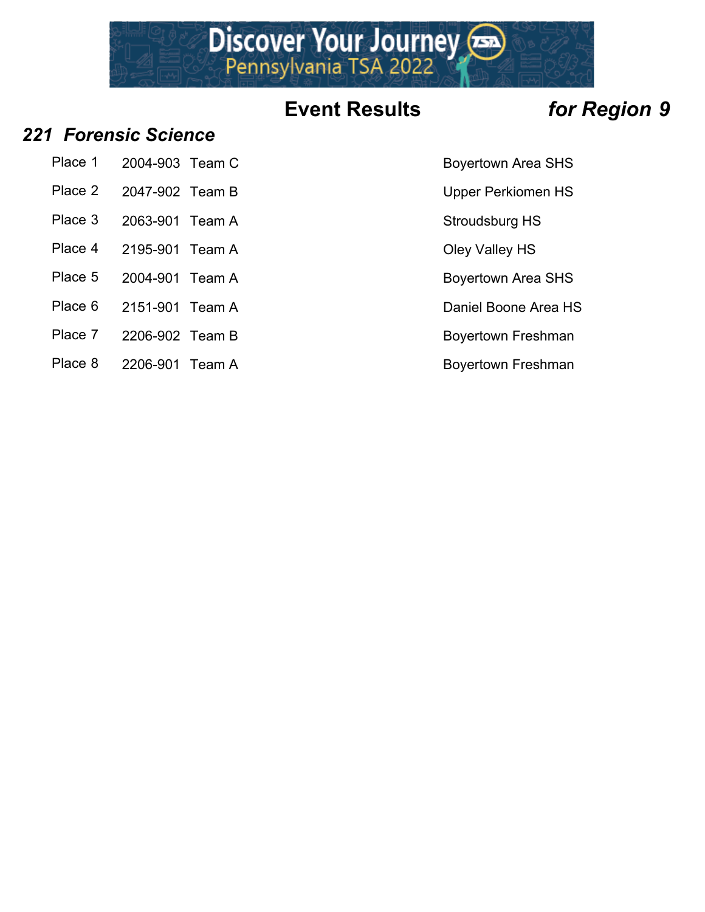# Event Results *for Region 9*

## *221 Forensic Science*

| Place | ID | Team | School |
| --- | --- | --- | --- |
| Place 1 | 2004-903 | Team C | Boyertown Area SHS |
| Place 2 | 2047-902 | Team B | Upper Perkiomen HS |
| Place 3 | 2063-901 | Team A | Stroudsburg HS |
| Place 4 | 2195-901 | Team A | Oley Valley HS |
| Place 5 | 2004-901 | Team A | Boyertown Area SHS |
| Place 6 | 2151-901 | Team A | Daniel Boone Area HS |
| Place 7 | 2206-902 | Team B | Boyertown Freshman |
| Place 8 | 2206-901 | Team A | Boyertown Freshman |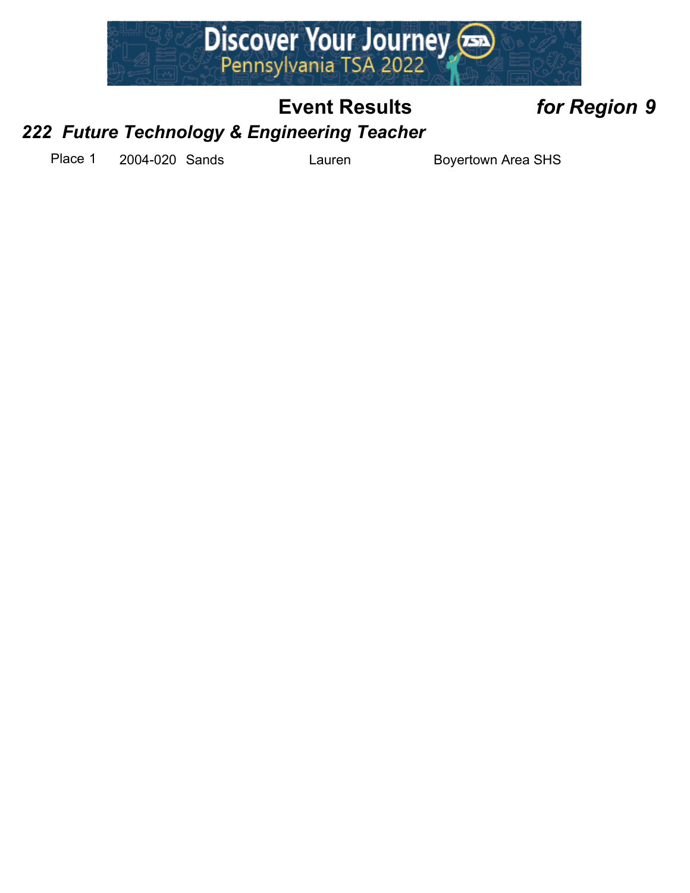# Event Results *for Region 9*

## *222 Future Technology & Engineering Teacher*

| Place | ID | Last Name | First Name | School |
|---|---|---|---|---|
| Place 1 | 2004-020 | Sands | Lauren | Boyertown Area SHS |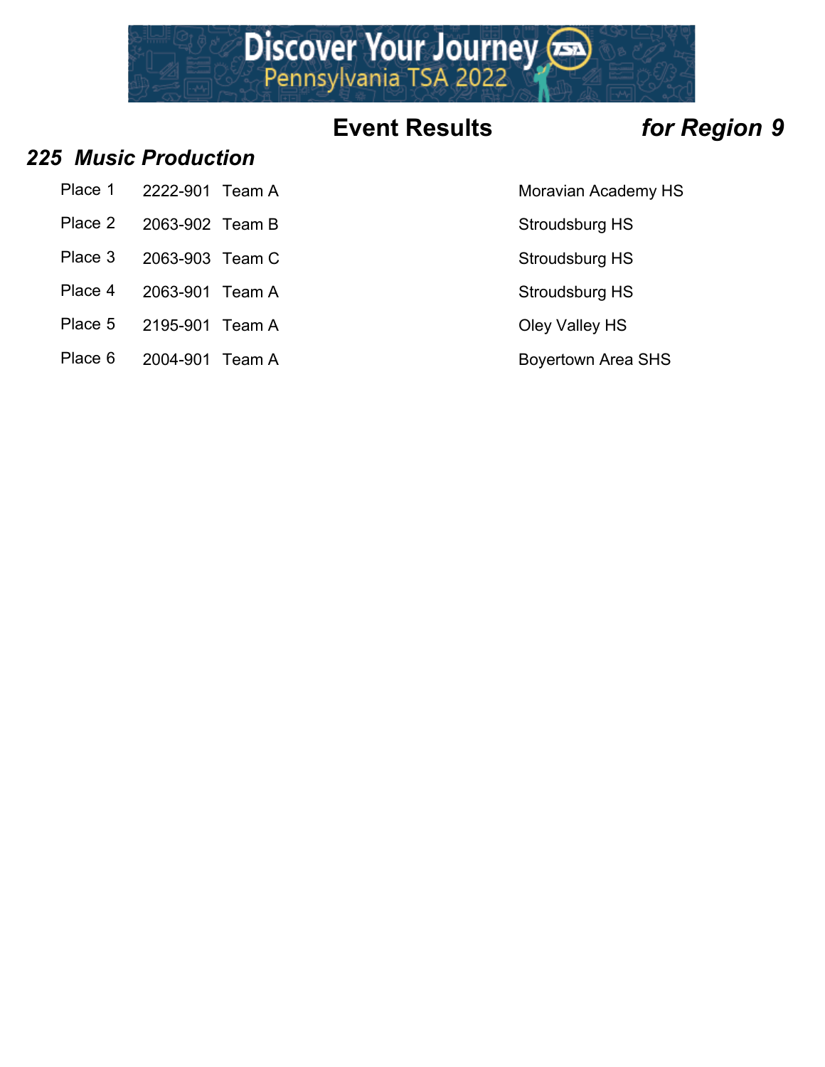## Event Results — *for Region 9*

### *225 Music Production*

| Place | ID | Team | School |
|---|---|---|---|
| Place 1 | 2222-901 | Team A | Moravian Academy HS |
| Place 2 | 2063-902 | Team B | Stroudsburg HS |
| Place 3 | 2063-903 | Team C | Stroudsburg HS |
| Place 4 | 2063-901 | Team A | Stroudsburg HS |
| Place 5 | 2195-901 | Team A | Oley Valley HS |
| Place 6 | 2004-901 | Team A | Boyertown Area SHS |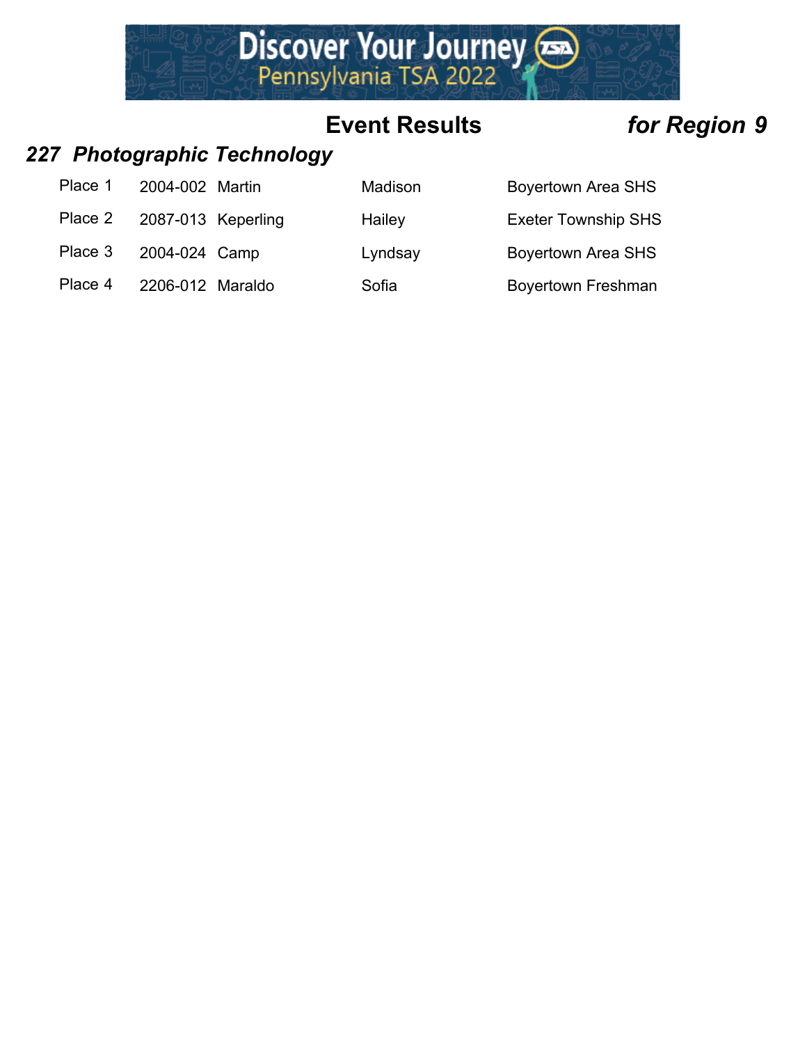## Event Results *for Region 9*

### *227 Photographic Technology*

| Place | ID | Last Name | First Name | School |
|---|---|---|---|---|
| Place 1 | 2004-002 | Martin | Madison | Boyertown Area SHS |
| Place 2 | 2087-013 | Keperling | Hailey | Exeter Township SHS |
| Place 3 | 2004-024 | Camp | Lyndsay | Boyertown Area SHS |
| Place 4 | 2206-012 | Maraldo | Sofia | Boyertown Freshman |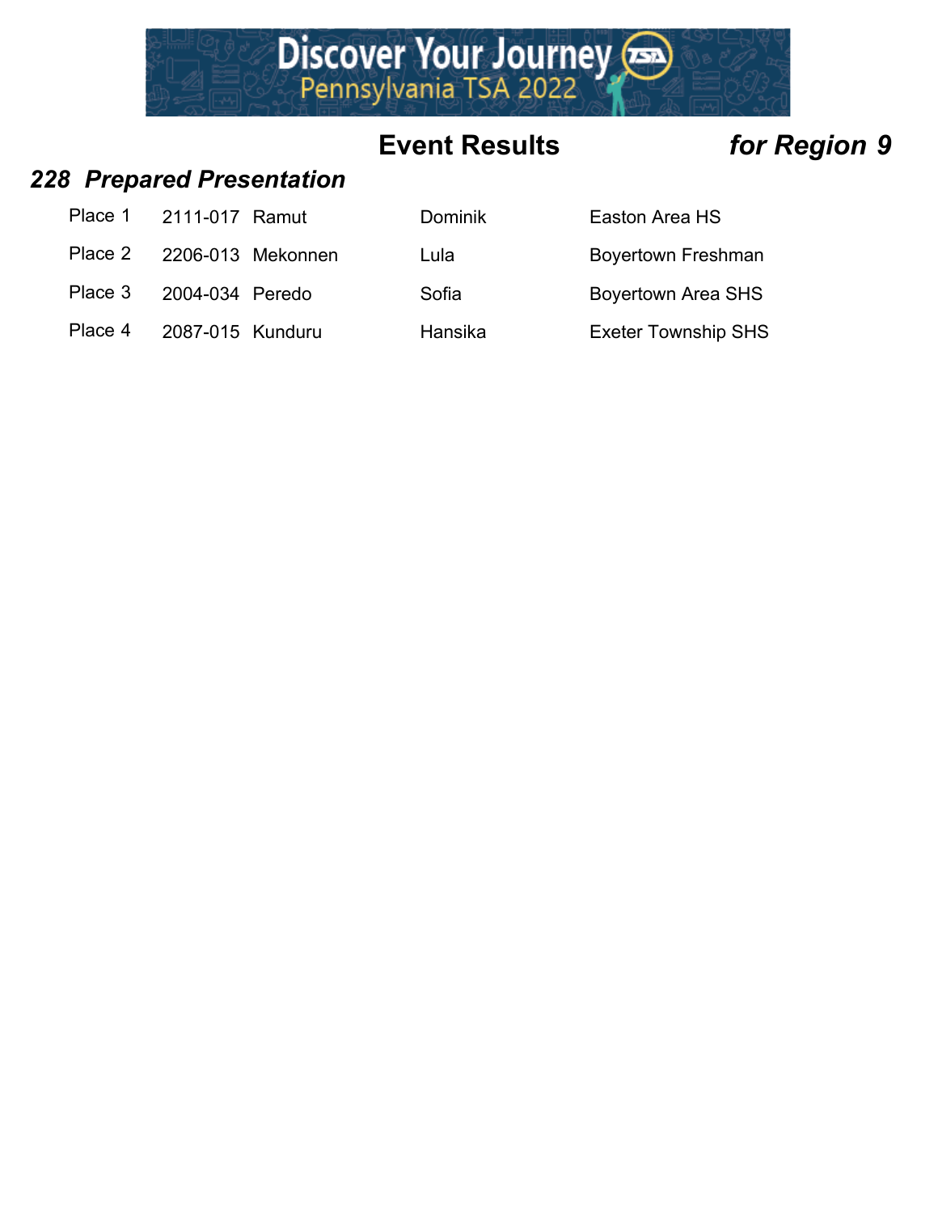Discover Your Journey
Pennsylvania TSA 2022

## Event Results *for Region 9*

### *228 Prepared Presentation*

| | | | | |
|---|---|---|---|---|
| Place 1 | 2111-017 | Ramut | Dominik | Easton Area HS |
| Place 2 | 2206-013 | Mekonnen | Lula | Boyertown Freshman |
| Place 3 | 2004-034 | Peredo | Sofia | Boyertown Area SHS |
| Place 4 | 2087-015 | Kunduru | Hansika | Exeter Township SHS |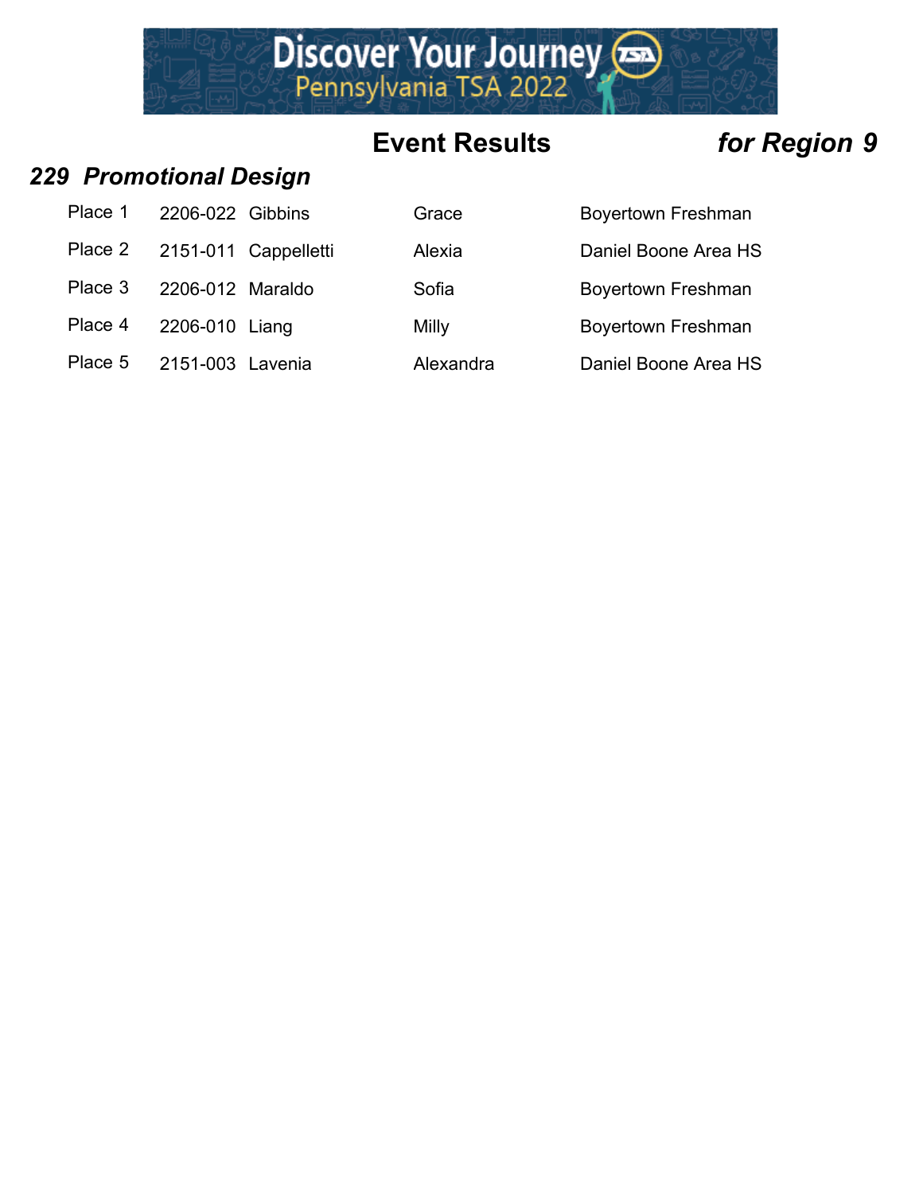## Event Results *for Region 9*

### *229 Promotional Design*

| | | | | |
|---|---|---|---|---|
| Place 1 | 2206-022 | Gibbins | Grace | Boyertown Freshman |
| Place 2 | 2151-011 | Cappelletti | Alexia | Daniel Boone Area HS |
| Place 3 | 2206-012 | Maraldo | Sofia | Boyertown Freshman |
| Place 4 | 2206-010 | Liang | Milly | Boyertown Freshman |
| Place 5 | 2151-003 | Lavenia | Alexandra | Daniel Boone Area HS |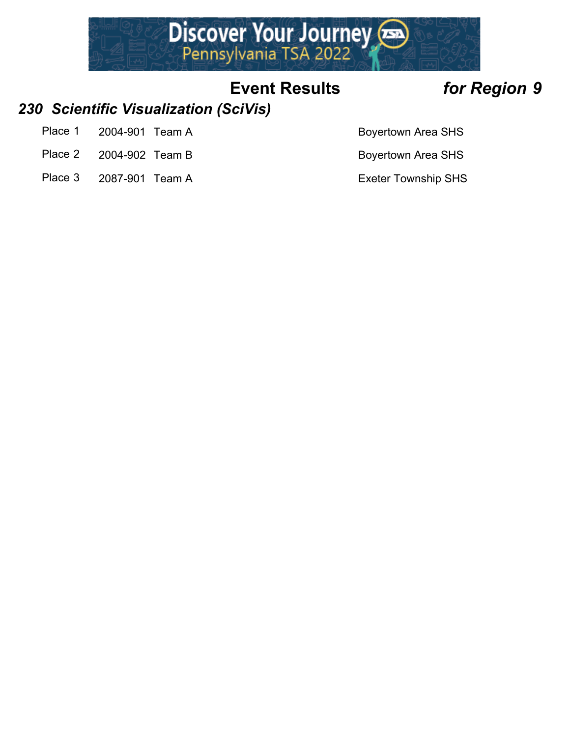# Event Results *for Region 9*

## *230 Scientific Visualization (SciVis)*

| | | | |
|---|---|---|---|
| Place 1 | 2004-901 | Team A | Boyertown Area SHS |
| Place 2 | 2004-902 | Team B | Boyertown Area SHS |
| Place 3 | 2087-901 | Team A | Exeter Township SHS |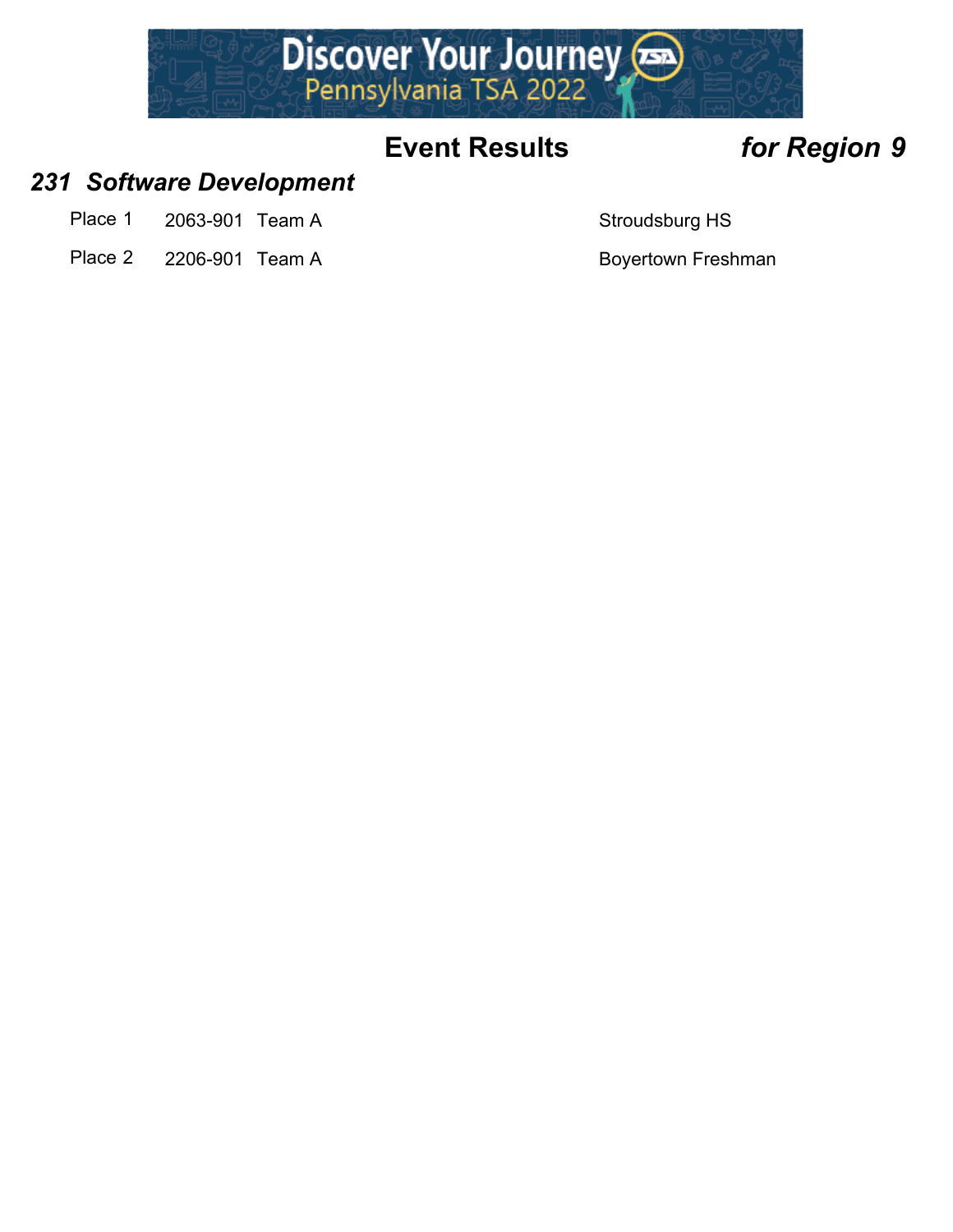# Event Results *for Region 9*

## *231 Software Development*

| Place | ID | Team | School |
| --- | --- | --- | --- |
| Place 1 | 2063-901 | Team A | Stroudsburg HS |
| Place 2 | 2206-901 | Team A | Boyertown Freshman |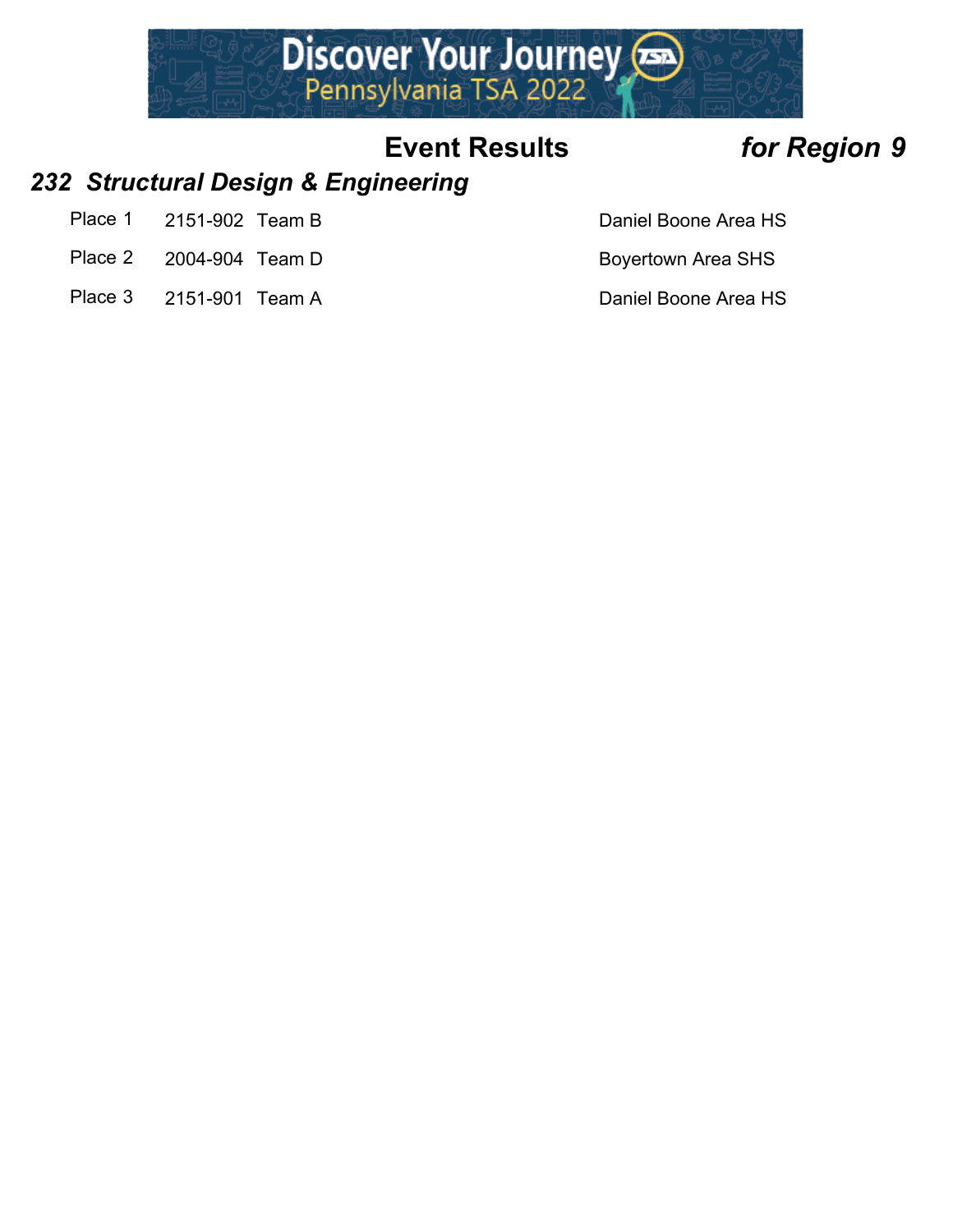## Event Results *for Region 9*

### *232 Structural Design & Engineering*

| Place | ID | Team | School |
|---|---|---|---|
| Place 1 | 2151-902 | Team B | Daniel Boone Area HS |
| Place 2 | 2004-904 | Team D | Boyertown Area SHS |
| Place 3 | 2151-901 | Team A | Daniel Boone Area HS |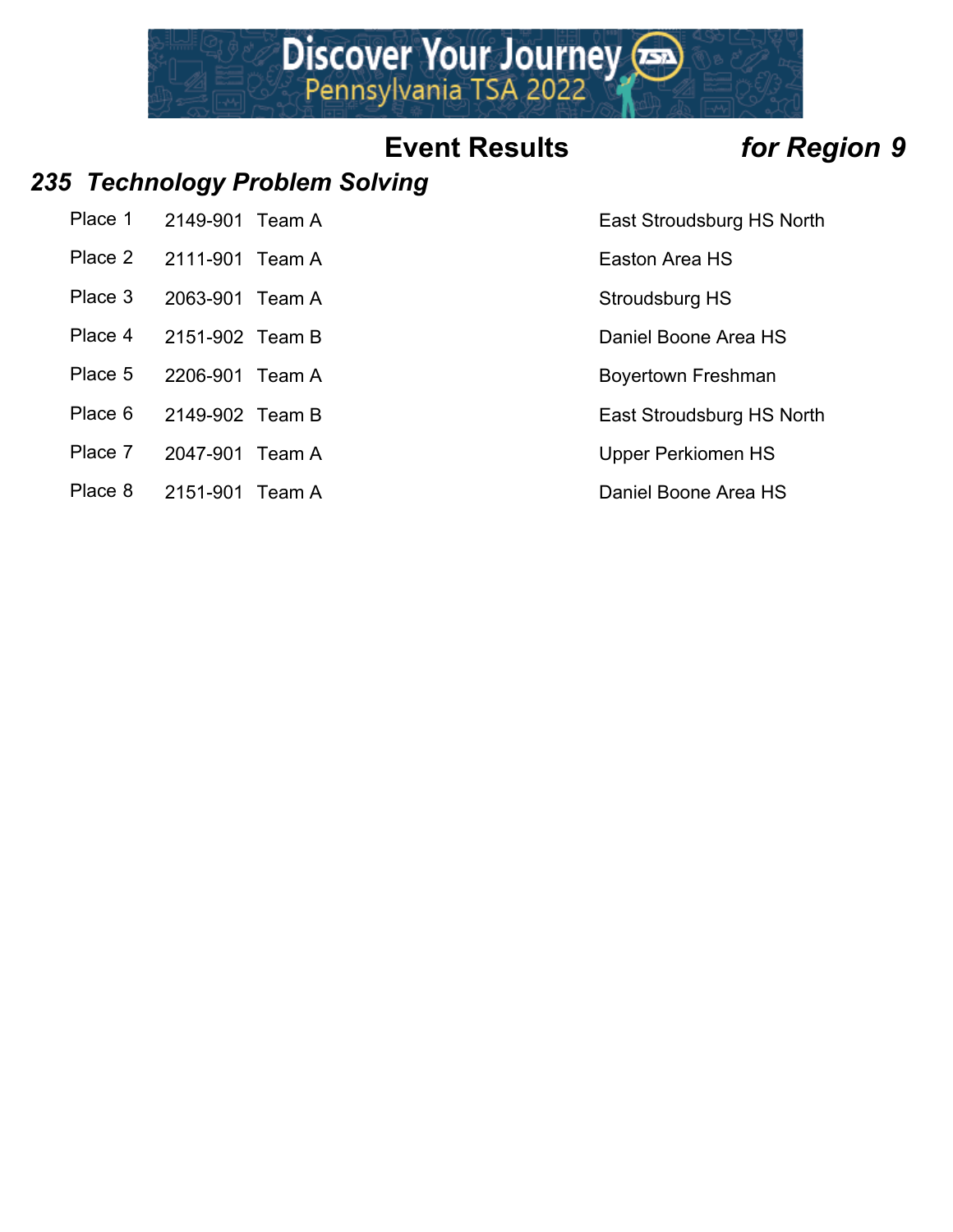## Event Results *for Region 9*

### *235 Technology Problem Solving*

| Place | ID | Team | School |
|---|---|---|---|
| Place 1 | 2149-901 | Team A | East Stroudsburg HS North |
| Place 2 | 2111-901 | Team A | Easton Area HS |
| Place 3 | 2063-901 | Team A | Stroudsburg HS |
| Place 4 | 2151-902 | Team B | Daniel Boone Area HS |
| Place 5 | 2206-901 | Team A | Boyertown Freshman |
| Place 6 | 2149-902 | Team B | East Stroudsburg HS North |
| Place 7 | 2047-901 | Team A | Upper Perkiomen HS |
| Place 8 | 2151-901 | Team A | Daniel Boone Area HS |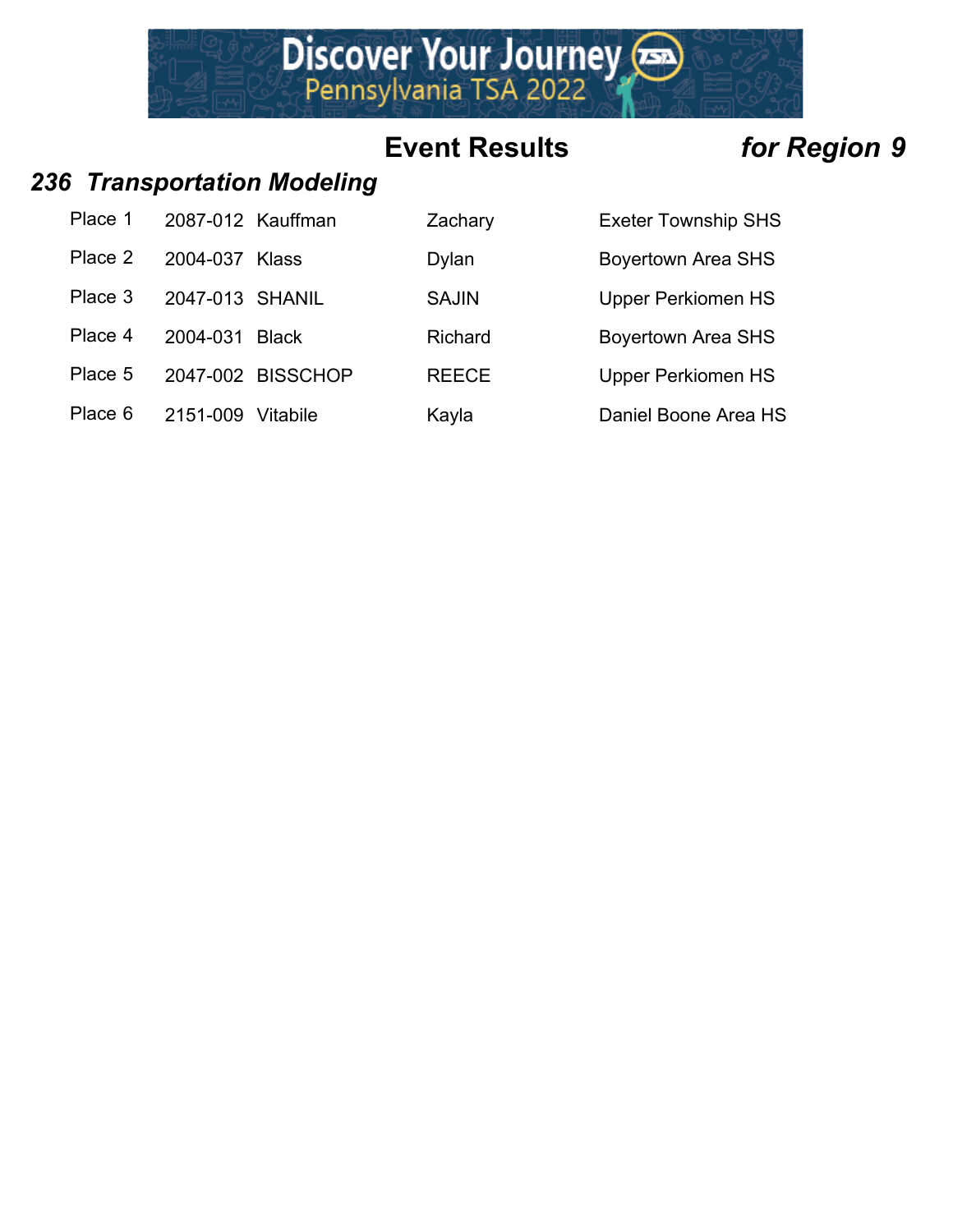# Event Results *for Region 9*

## *236 Transportation Modeling*

| | | | | |
|---|---|---|---|---|
| Place 1 | 2087-012 | Kauffman | Zachary | Exeter Township SHS |
| Place 2 | 2004-037 | Klass | Dylan | Boyertown Area SHS |
| Place 3 | 2047-013 | SHANIL | SAJIN | Upper Perkiomen HS |
| Place 4 | 2004-031 | Black | Richard | Boyertown Area SHS |
| Place 5 | 2047-002 | BISSCHOP | REECE | Upper Perkiomen HS |
| Place 6 | 2151-009 | Vitabile | Kayla | Daniel Boone Area HS |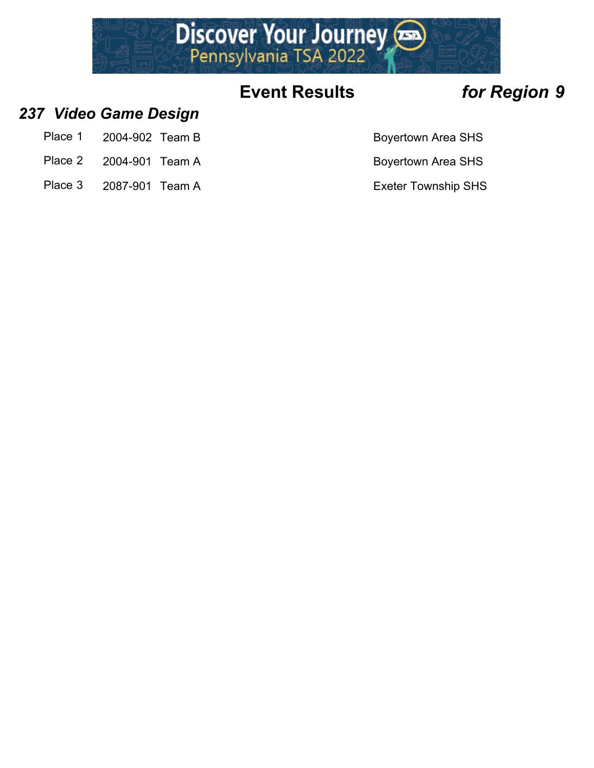## Event Results *for Region 9*

### *237 Video Game Design*

| | | | |
|---|---|---|---|
| Place 1 | 2004-902 | Team B | Boyertown Area SHS |
| Place 2 | 2004-901 | Team A | Boyertown Area SHS |
| Place 3 | 2087-901 | Team A | Exeter Township SHS |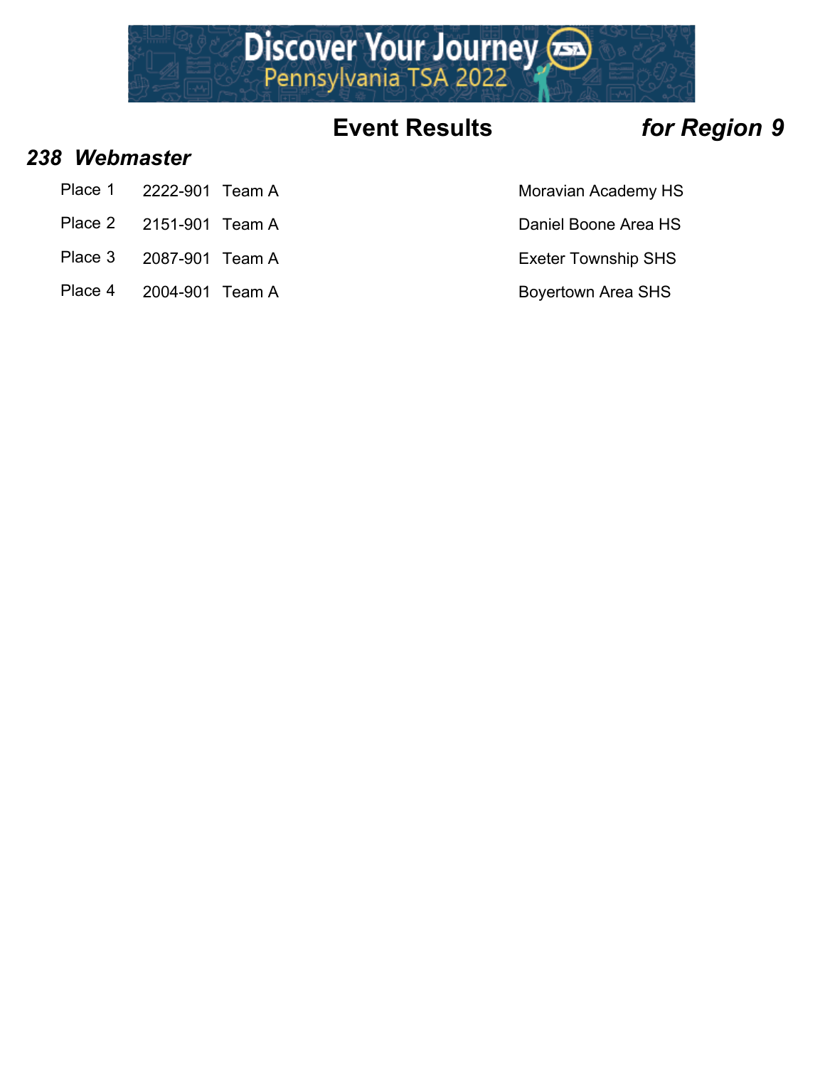## Event Results *for Region 9*

### *238 Webmaster*

| Place | ID | Team | School |
|---|---|---|---|
| Place 1 | 2222-901 | Team A | Moravian Academy HS |
| Place 2 | 2151-901 | Team A | Daniel Boone Area HS |
| Place 3 | 2087-901 | Team A | Exeter Township SHS |
| Place 4 | 2004-901 | Team A | Boyertown Area SHS |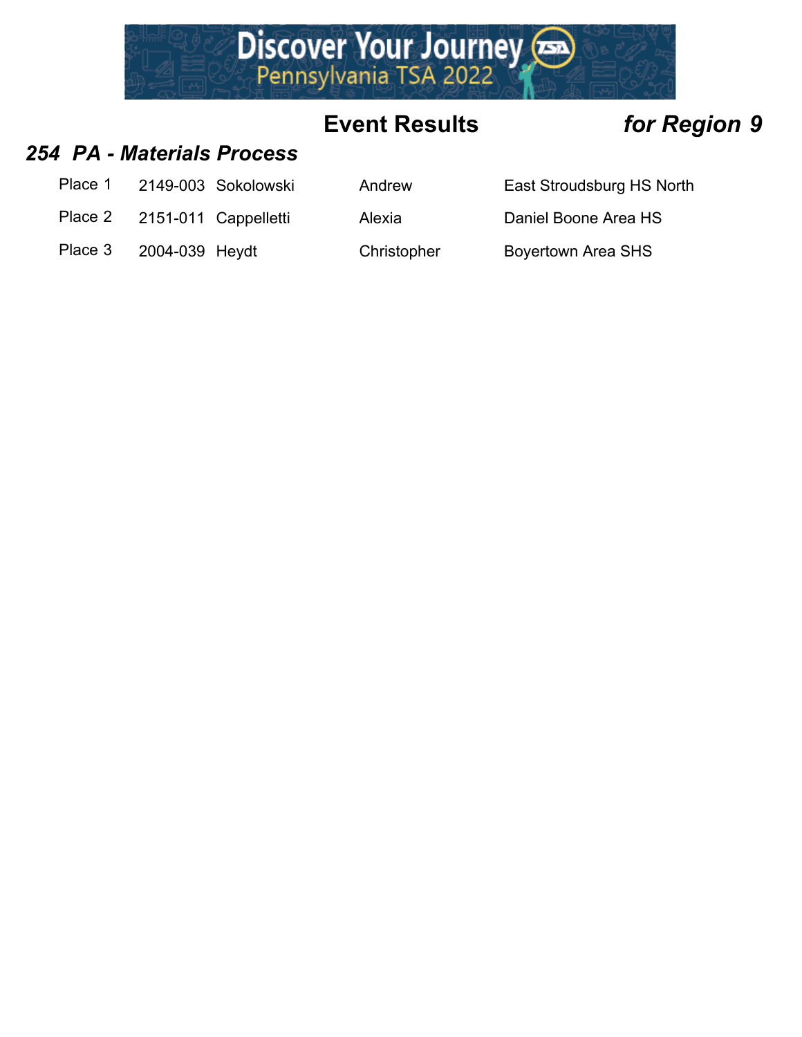# Event Results *for Region 9*

## *254 PA - Materials Process*

| Place | ID | Last Name | First Name | School |
|---|---|---|---|---|
| Place 1 | 2149-003 | Sokolowski | Andrew | East Stroudsburg HS North |
| Place 2 | 2151-011 | Cappelletti | Alexia | Daniel Boone Area HS |
| Place 3 | 2004-039 | Heydt | Christopher | Boyertown Area SHS |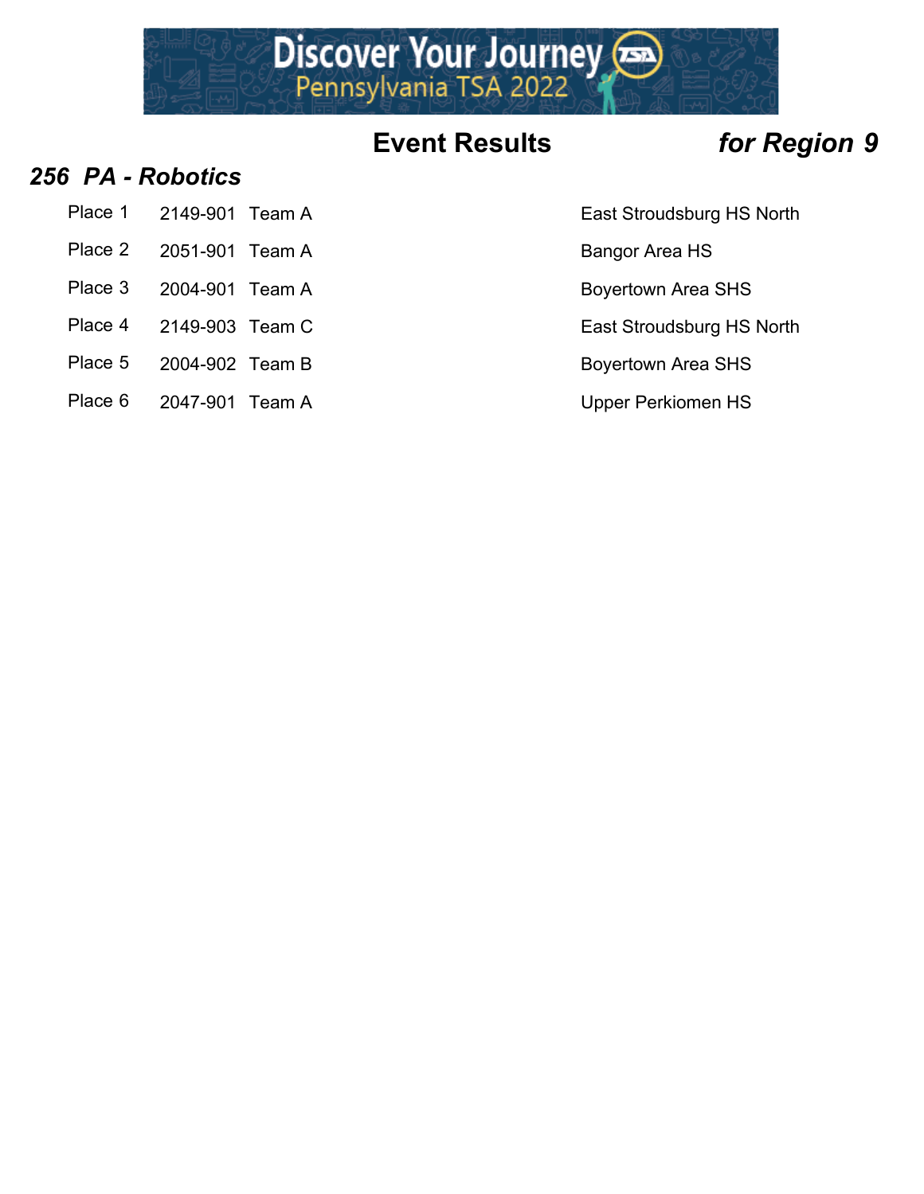## Event Results *for Region 9*

### *256 PA - Robotics*

| Place | ID | Team | School |
|---|---|---|---|
| Place 1 | 2149-901 | Team A | East Stroudsburg HS North |
| Place 2 | 2051-901 | Team A | Bangor Area HS |
| Place 3 | 2004-901 | Team A | Boyertown Area SHS |
| Place 4 | 2149-903 | Team C | East Stroudsburg HS North |
| Place 5 | 2004-902 | Team B | Boyertown Area SHS |
| Place 6 | 2047-901 | Team A | Upper Perkiomen HS |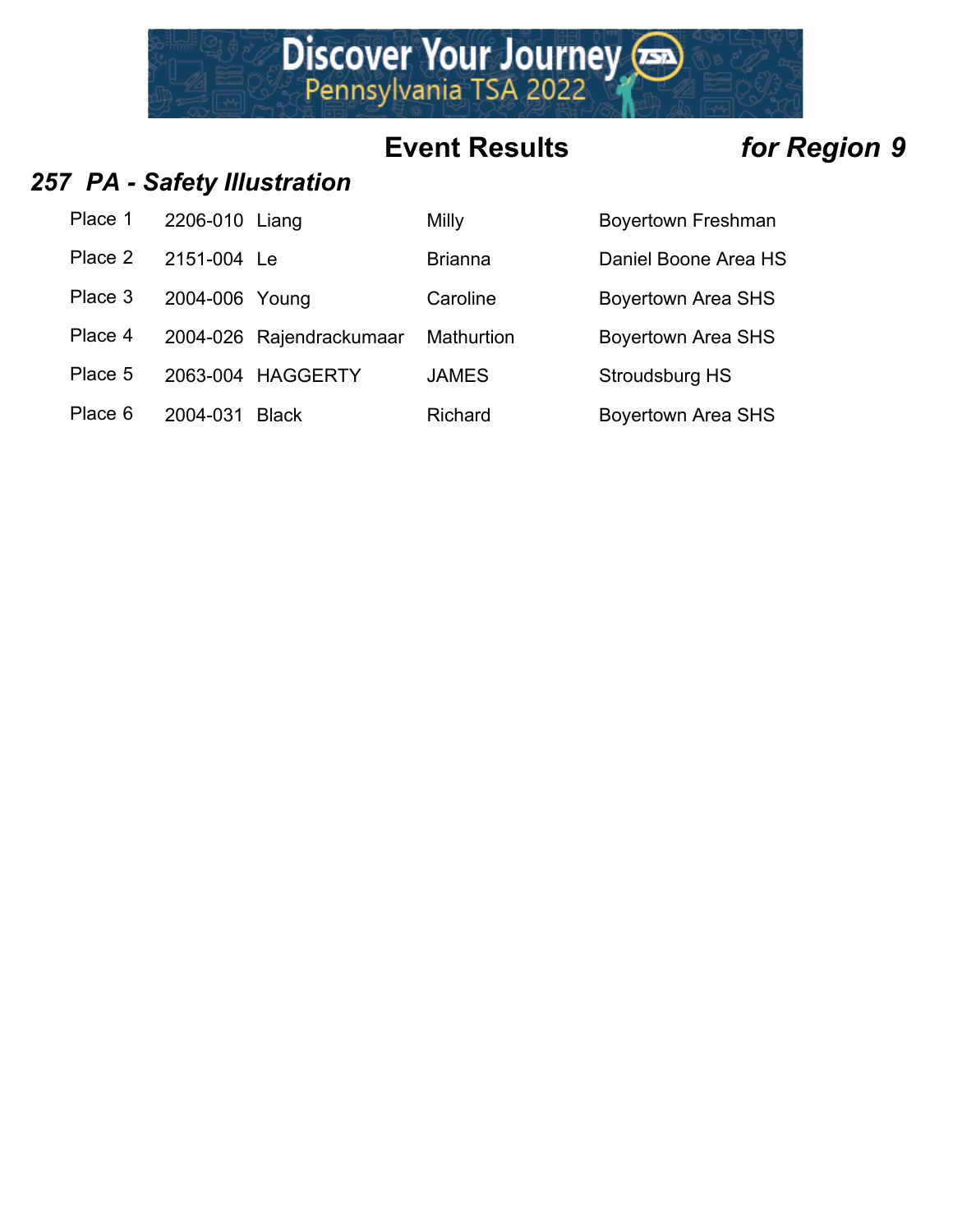## Event Results *for Region 9*

### *257 PA - Safety Illustration*

| | | | | |
|---|---|---|---|---|
| Place 1 | 2206-010 | Liang | Milly | Boyertown Freshman |
| Place 2 | 2151-004 | Le | Brianna | Daniel Boone Area HS |
| Place 3 | 2004-006 | Young | Caroline | Boyertown Area SHS |
| Place 4 | 2004-026 | Rajendrackumaar | Mathurtion | Boyertown Area SHS |
| Place 5 | 2063-004 | HAGGERTY | JAMES | Stroudsburg HS |
| Place 6 | 2004-031 | Black | Richard | Boyertown Area SHS |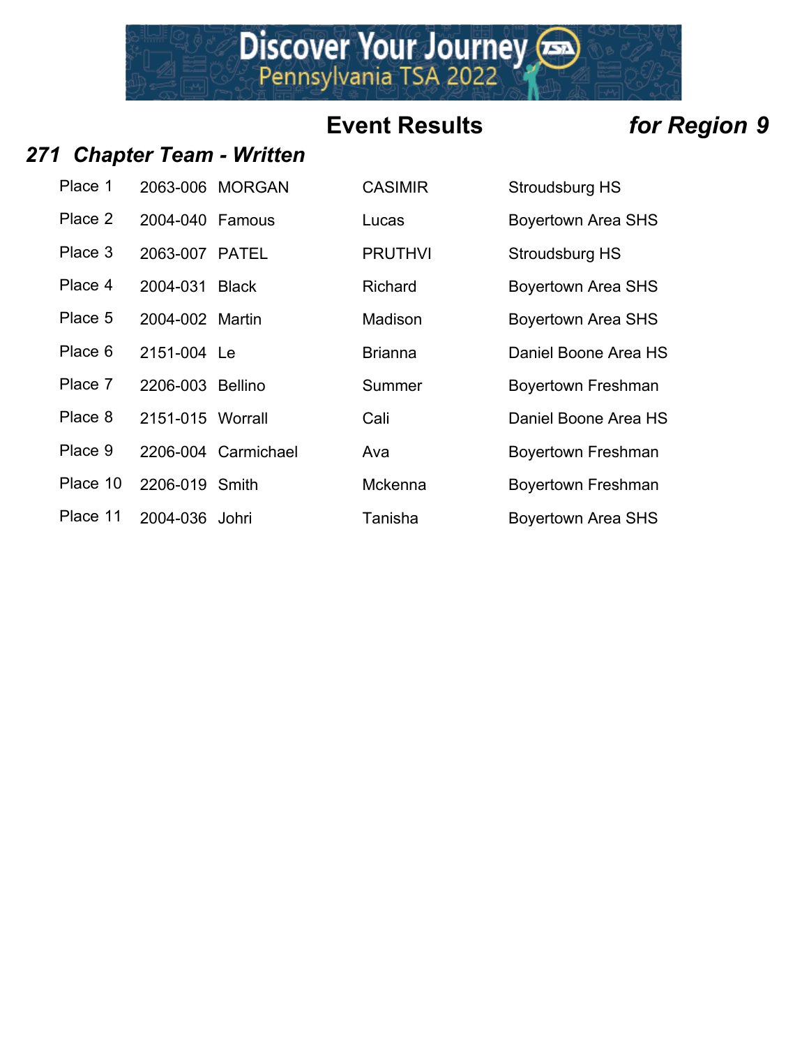# Event Results *for Region 9*

## *271 Chapter Team - Written*

| | | | | |
|---|---|---|---|---|
| Place 1 | 2063-006 | MORGAN | CASIMIR | Stroudsburg HS |
| Place 2 | 2004-040 | Famous | Lucas | Boyertown Area SHS |
| Place 3 | 2063-007 | PATEL | PRUTHVI | Stroudsburg HS |
| Place 4 | 2004-031 | Black | Richard | Boyertown Area SHS |
| Place 5 | 2004-002 | Martin | Madison | Boyertown Area SHS |
| Place 6 | 2151-004 | Le | Brianna | Daniel Boone Area HS |
| Place 7 | 2206-003 | Bellino | Summer | Boyertown Freshman |
| Place 8 | 2151-015 | Worrall | Cali | Daniel Boone Area HS |
| Place 9 | 2206-004 | Carmichael | Ava | Boyertown Freshman |
| Place 10 | 2206-019 | Smith | Mckenna | Boyertown Freshman |
| Place 11 | 2004-036 | Johri | Tanisha | Boyertown Area SHS |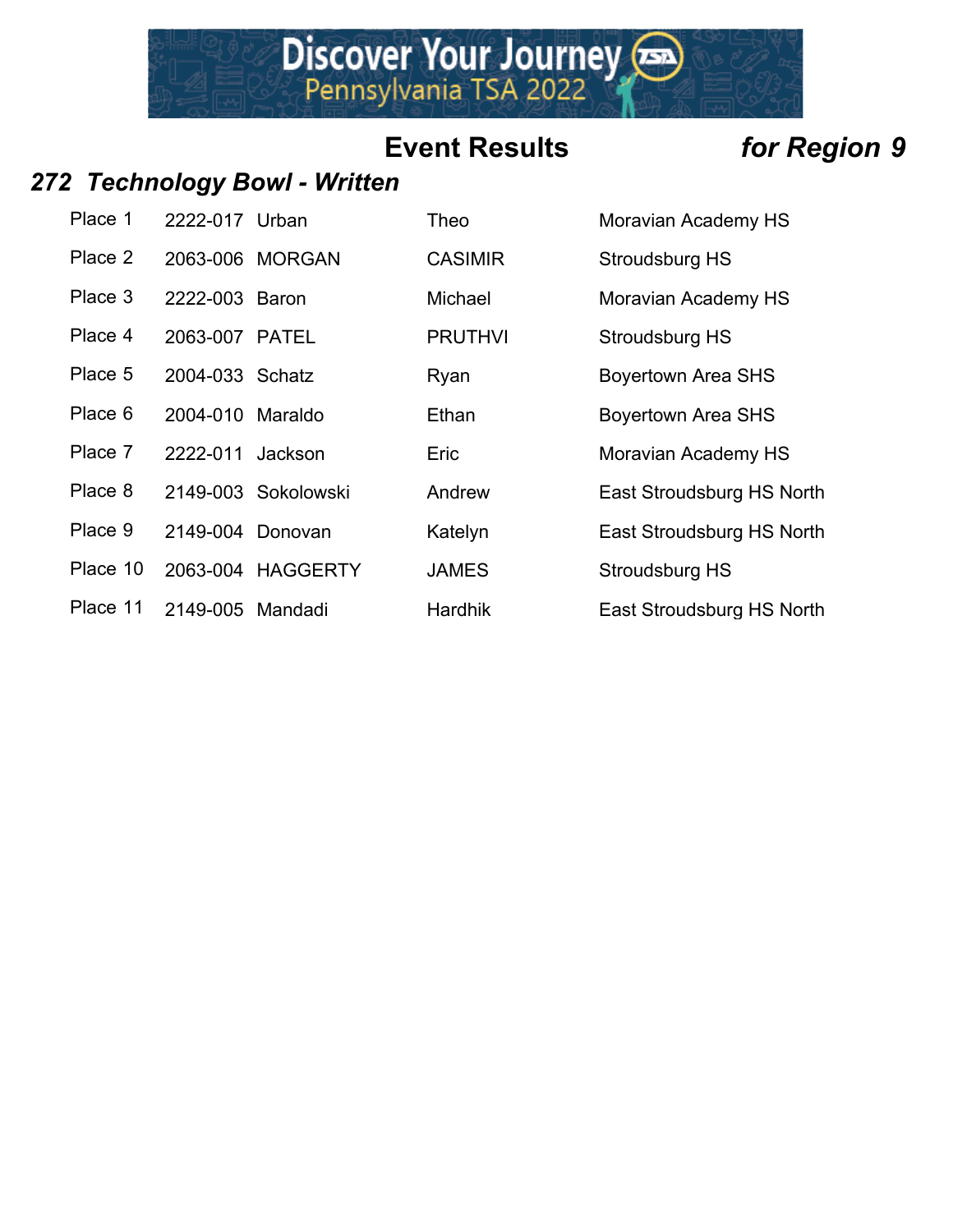# Event Results *for Region 9*

## *272 Technology Bowl - Written*

| | | | | |
|---|---|---|---|---|
| Place 1 | 2222-017 | Urban | Theo | Moravian Academy HS |
| Place 2 | 2063-006 | MORGAN | CASIMIR | Stroudsburg HS |
| Place 3 | 2222-003 | Baron | Michael | Moravian Academy HS |
| Place 4 | 2063-007 | PATEL | PRUTHVI | Stroudsburg HS |
| Place 5 | 2004-033 | Schatz | Ryan | Boyertown Area SHS |
| Place 6 | 2004-010 | Maraldo | Ethan | Boyertown Area SHS |
| Place 7 | 2222-011 | Jackson | Eric | Moravian Academy HS |
| Place 8 | 2149-003 | Sokolowski | Andrew | East Stroudsburg HS North |
| Place 9 | 2149-004 | Donovan | Katelyn | East Stroudsburg HS North |
| Place 10 | 2063-004 | HAGGERTY | JAMES | Stroudsburg HS |
| Place 11 | 2149-005 | Mandadi | Hardhik | East Stroudsburg HS North |